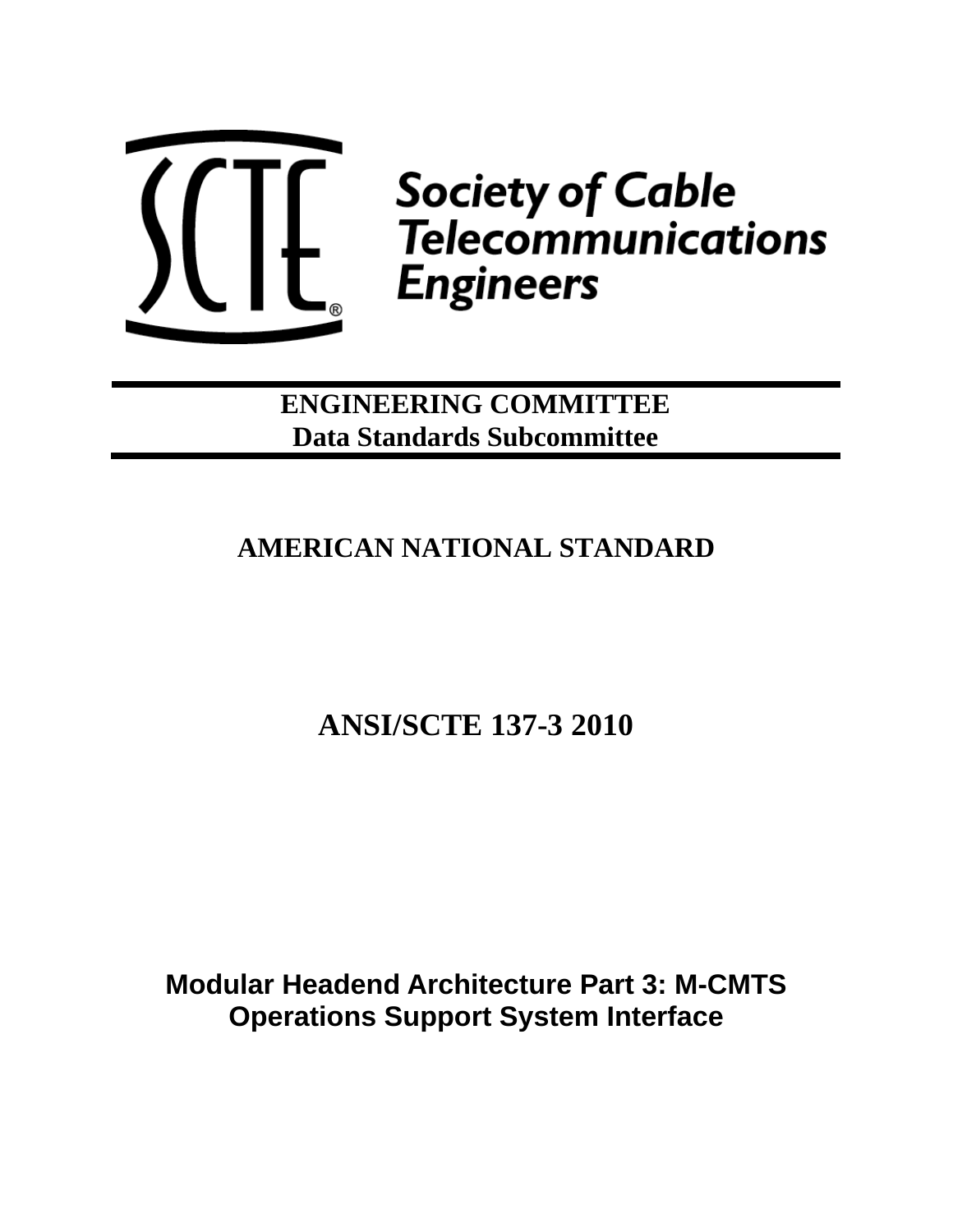Society of Cable Telecommunications Engineers

**ENGINEERING COMMITTEE**
**Data Standards Subcommittee**

# AMERICAN NATIONAL STANDARD

# ANSI/SCTE 137-3 2010

# Modular Headend Architecture Part 3: M-CMTS Operations Support System Interface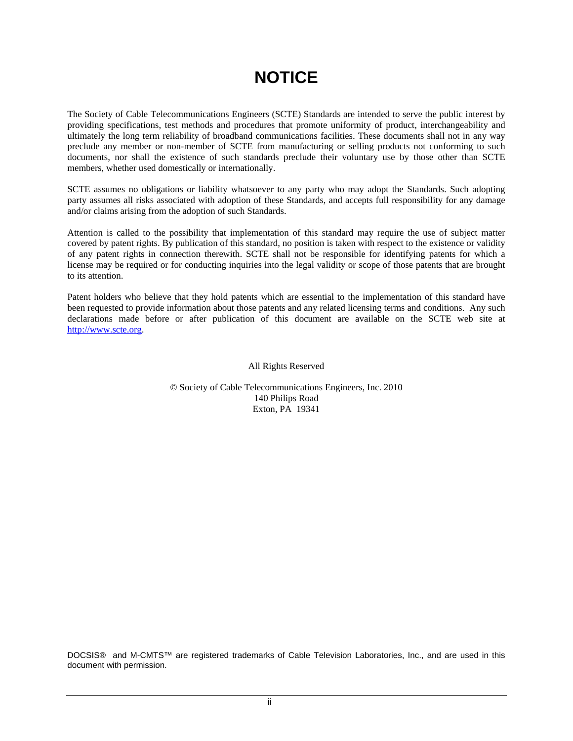# NOTICE

The Society of Cable Telecommunications Engineers (SCTE) Standards are intended to serve the public interest by providing specifications, test methods and procedures that promote uniformity of product, interchangeability and ultimately the long term reliability of broadband communications facilities. These documents shall not in any way preclude any member or non-member of SCTE from manufacturing or selling products not conforming to such documents, nor shall the existence of such standards preclude their voluntary use by those other than SCTE members, whether used domestically or internationally.

SCTE assumes no obligations or liability whatsoever to any party who may adopt the Standards. Such adopting party assumes all risks associated with adoption of these Standards, and accepts full responsibility for any damage and/or claims arising from the adoption of such Standards.

Attention is called to the possibility that implementation of this standard may require the use of subject matter covered by patent rights. By publication of this standard, no position is taken with respect to the existence or validity of any patent rights in connection therewith. SCTE shall not be responsible for identifying patents for which a license may be required or for conducting inquiries into the legal validity or scope of those patents that are brought to its attention.

Patent holders who believe that they hold patents which are essential to the implementation of this standard have been requested to provide information about those patents and any related licensing terms and conditions. Any such declarations made before or after publication of this document are available on the SCTE web site at http://www.scte.org.

All Rights Reserved

© Society of Cable Telecommunications Engineers, Inc. 2010
140 Philips Road
Exton, PA 19341

DOCSIS® and M-CMTS™ are registered trademarks of Cable Television Laboratories, Inc., and are used in this document with permission.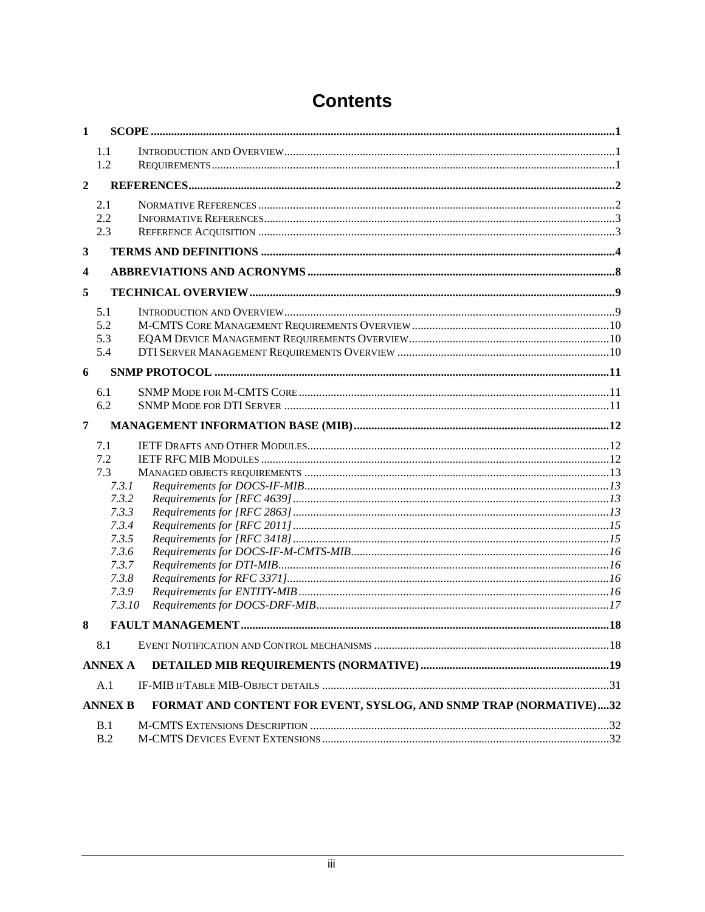# Contents

1 SCOPE ..... 1

- 1.1 Introduction and Overview ..... 1
- 1.2 Requirements ..... 1

2 REFERENCES ..... 2

- 2.1 Normative References ..... 2
- 2.2 Informative References ..... 3
- 2.3 Reference Acquisition ..... 3

3 TERMS AND DEFINITIONS ..... 4

4 ABBREVIATIONS AND ACRONYMS ..... 8

5 TECHNICAL OVERVIEW ..... 9

- 5.1 Introduction and Overview ..... 9
- 5.2 M-CMTS Core Management Requirements Overview ..... 10
- 5.3 EQAM Device Management Requirements Overview ..... 10
- 5.4 DTI Server Management Requirements Overview ..... 10

6 SNMP PROTOCOL ..... 11

- 6.1 SNMP Mode for M-CMTS Core ..... 11
- 6.2 SNMP Mode for DTI Server ..... 11

7 MANAGEMENT INFORMATION BASE (MIB) ..... 12

- 7.1 IETF Drafts and Other Modules ..... 12
- 7.2 IETF RFC MIB Modules ..... 12
- 7.3 Managed objects requirements ..... 13
  - *7.3.1 Requirements for DOCS-IF-MIB ..... 13*
  - *7.3.2 Requirements for [RFC 4639] ..... 13*
  - *7.3.3 Requirements for [RFC 2863] ..... 13*
  - *7.3.4 Requirements for [RFC 2011] ..... 15*
  - *7.3.5 Requirements for [RFC 3418] ..... 15*
  - *7.3.6 Requirements for DOCS-IF-M-CMTS-MIB ..... 16*
  - *7.3.7 Requirements for DTI-MIB ..... 16*
  - *7.3.8 Requirements for RFC 3371] ..... 16*
  - *7.3.9 Requirements for ENTITY-MIB ..... 16*
  - *7.3.10 Requirements for DOCS-DRF-MIB ..... 17*

8 FAULT MANAGEMENT ..... 18

- 8.1 Event Notification and Control mechanisms ..... 18

ANNEX A DETAILED MIB REQUIREMENTS (NORMATIVE) ..... 19

- A.1 IF-MIB ifTable MIB-Object details ..... 31

ANNEX B FORMAT AND CONTENT FOR EVENT, SYSLOG, AND SNMP TRAP (NORMATIVE) ..... 32

- B.1 M-CMTS Extensions Description ..... 32
- B.2 M-CMTS Devices Event Extensions ..... 32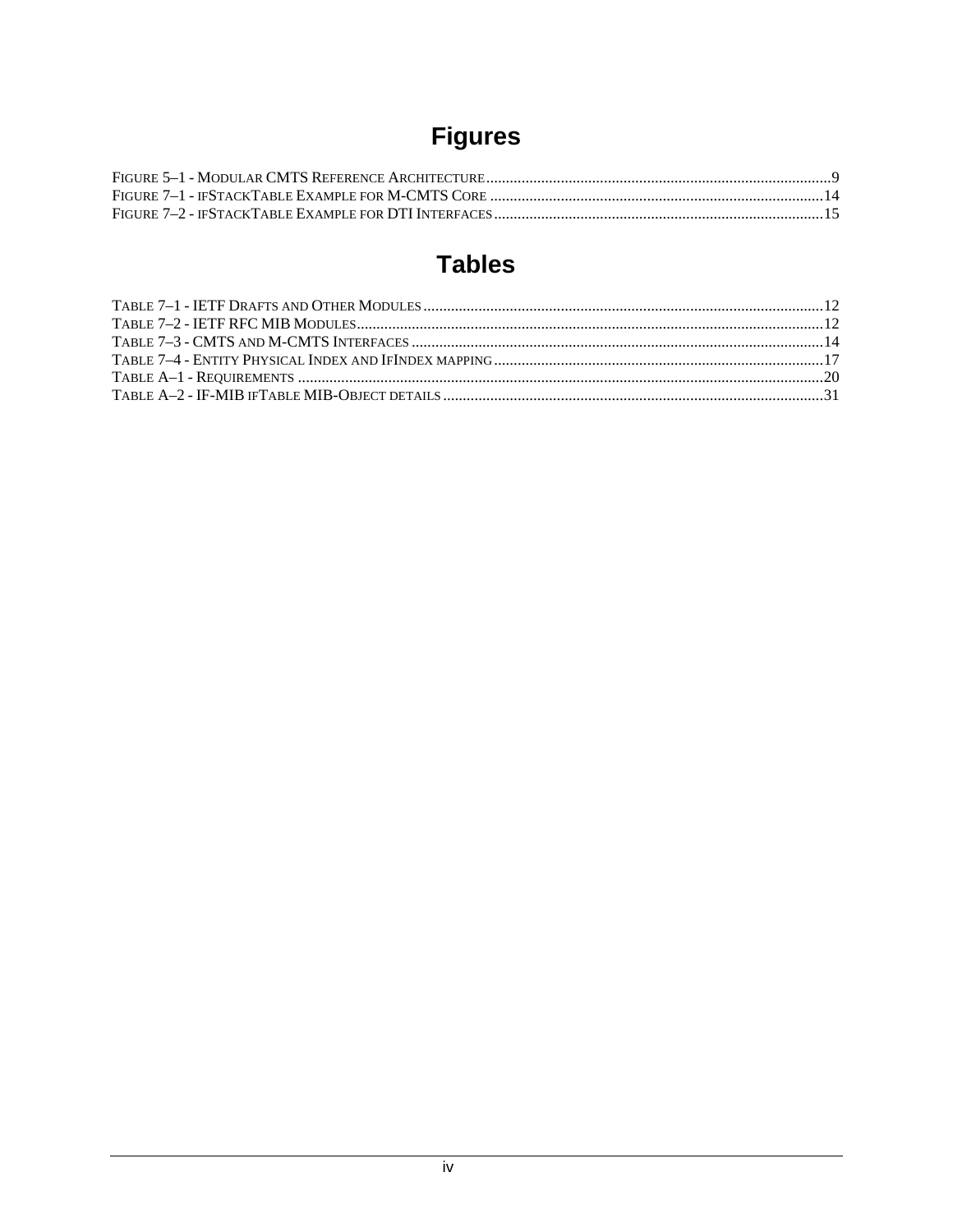# Figures

FIGURE 5–1 - MODULAR CMTS REFERENCE ARCHITECTURE........................................................................................9
FIGURE 7–1 - IFSTACKTABLE EXAMPLE FOR M-CMTS CORE ....................................................................................14
FIGURE 7–2 - IFSTACKTABLE EXAMPLE FOR DTI INTERFACES....................................................................................15

# Tables

TABLE 7–1 - IETF DRAFTS AND OTHER MODULES .....................................................................................................12
TABLE 7–2 - IETF RFC MIB MODULES.......................................................................................................................12
TABLE 7–3 - CMTS AND M-CMTS INTERFACES .........................................................................................................14
TABLE 7–4 - ENTITY PHYSICAL INDEX AND IFINDEX MAPPING....................................................................................17
TABLE A–1 - REQUIREMENTS .....................................................................................................................................20
TABLE A–2 - IF-MIB IFTABLE MIB-OBJECT DETAILS .................................................................................................31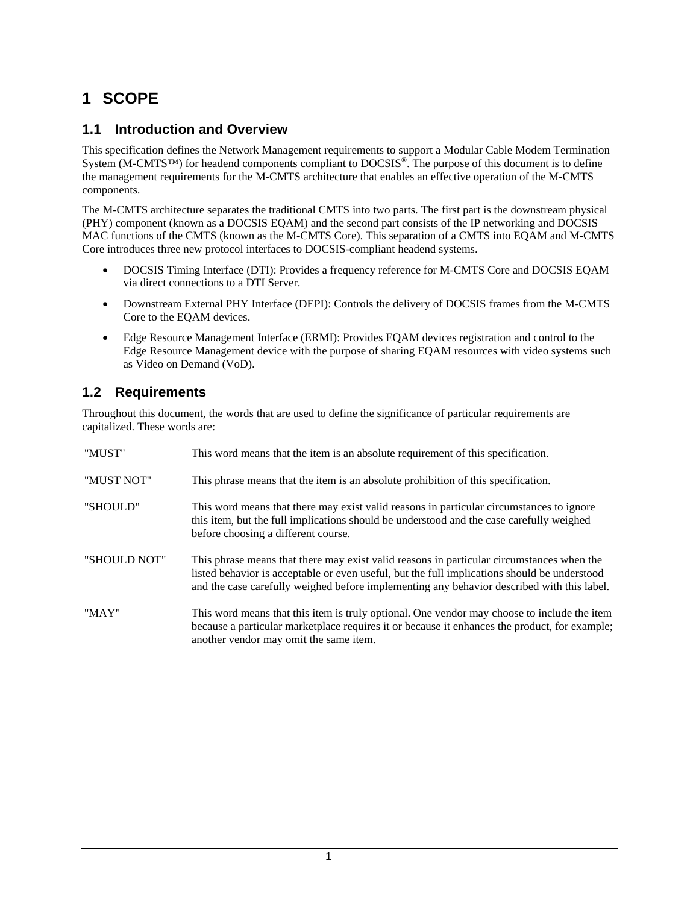# 1 SCOPE

## 1.1 Introduction and Overview

This specification defines the Network Management requirements to support a Modular Cable Modem Termination System (M-CMTS™) for headend components compliant to DOCSIS®. The purpose of this document is to define the management requirements for the M-CMTS architecture that enables an effective operation of the M-CMTS components.

The M-CMTS architecture separates the traditional CMTS into two parts. The first part is the downstream physical (PHY) component (known as a DOCSIS EQAM) and the second part consists of the IP networking and DOCSIS MAC functions of the CMTS (known as the M-CMTS Core). This separation of a CMTS into EQAM and M-CMTS Core introduces three new protocol interfaces to DOCSIS-compliant headend systems.

- DOCSIS Timing Interface (DTI): Provides a frequency reference for M-CMTS Core and DOCSIS EQAM via direct connections to a DTI Server.
- Downstream External PHY Interface (DEPI): Controls the delivery of DOCSIS frames from the M-CMTS Core to the EQAM devices.
- Edge Resource Management Interface (ERMI): Provides EQAM devices registration and control to the Edge Resource Management device with the purpose of sharing EQAM resources with video systems such as Video on Demand (VoD).

## 1.2 Requirements

Throughout this document, the words that are used to define the significance of particular requirements are capitalized. These words are:

| | |
|---|---|
| "MUST" | This word means that the item is an absolute requirement of this specification. |
| "MUST NOT" | This phrase means that the item is an absolute prohibition of this specification. |
| "SHOULD" | This word means that there may exist valid reasons in particular circumstances to ignore this item, but the full implications should be understood and the case carefully weighed before choosing a different course. |
| "SHOULD NOT" | This phrase means that there may exist valid reasons in particular circumstances when the listed behavior is acceptable or even useful, but the full implications should be understood and the case carefully weighed before implementing any behavior described with this label. |
| "MAY" | This word means that this item is truly optional. One vendor may choose to include the item because a particular marketplace requires it or because it enhances the product, for example; another vendor may omit the same item. |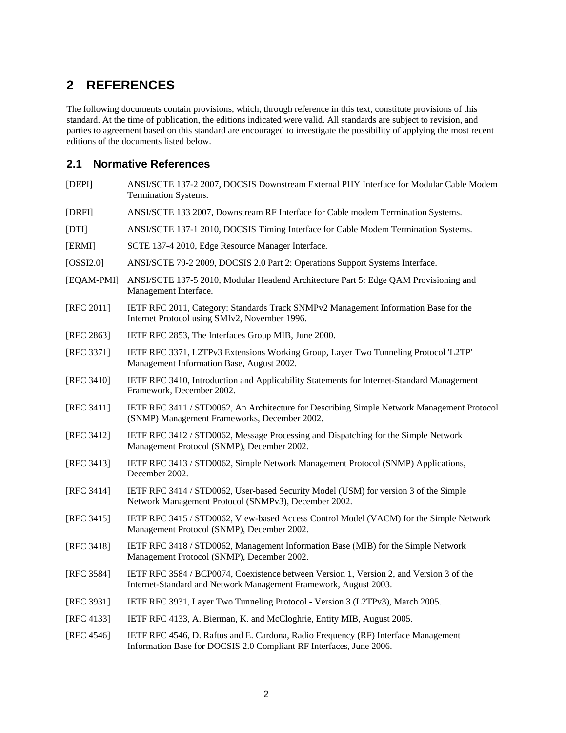# 2 REFERENCES

The following documents contain provisions, which, through reference in this text, constitute provisions of this standard. At the time of publication, the editions indicated were valid. All standards are subject to revision, and parties to agreement based on this standard are encouraged to investigate the possibility of applying the most recent editions of the documents listed below.

## 2.1 Normative References

[DEPI] ANSI/SCTE 137-2 2007, DOCSIS Downstream External PHY Interface for Modular Cable Modem Termination Systems.

[DRFI] ANSI/SCTE 133 2007, Downstream RF Interface for Cable modem Termination Systems.

[DTI] ANSI/SCTE 137-1 2010, DOCSIS Timing Interface for Cable Modem Termination Systems.

[ERMI] SCTE 137-4 2010, Edge Resource Manager Interface.

[OSSI2.0] ANSI/SCTE 79-2 2009, DOCSIS 2.0 Part 2: Operations Support Systems Interface.

[EQAM-PMI] ANSI/SCTE 137-5 2010, Modular Headend Architecture Part 5: Edge QAM Provisioning and Management Interface.

[RFC 2011] IETF RFC 2011, Category: Standards Track SNMPv2 Management Information Base for the Internet Protocol using SMIv2, November 1996.

[RFC 2863] IETF RFC 2853, The Interfaces Group MIB, June 2000.

[RFC 3371] IETF RFC 3371, L2TPv3 Extensions Working Group, Layer Two Tunneling Protocol 'L2TP' Management Information Base, August 2002.

[RFC 3410] IETF RFC 3410, Introduction and Applicability Statements for Internet-Standard Management Framework, December 2002.

[RFC 3411] IETF RFC 3411 / STD0062, An Architecture for Describing Simple Network Management Protocol (SNMP) Management Frameworks, December 2002.

[RFC 3412] IETF RFC 3412 / STD0062, Message Processing and Dispatching for the Simple Network Management Protocol (SNMP), December 2002.

[RFC 3413] IETF RFC 3413 / STD0062, Simple Network Management Protocol (SNMP) Applications, December 2002.

[RFC 3414] IETF RFC 3414 / STD0062, User-based Security Model (USM) for version 3 of the Simple Network Management Protocol (SNMPv3), December 2002.

[RFC 3415] IETF RFC 3415 / STD0062, View-based Access Control Model (VACM) for the Simple Network Management Protocol (SNMP), December 2002.

[RFC 3418] IETF RFC 3418 / STD0062, Management Information Base (MIB) for the Simple Network Management Protocol (SNMP), December 2002.

[RFC 3584] IETF RFC 3584 / BCP0074, Coexistence between Version 1, Version 2, and Version 3 of the Internet-Standard and Network Management Framework, August 2003.

[RFC 3931] IETF RFC 3931, Layer Two Tunneling Protocol - Version 3 (L2TPv3), March 2005.

[RFC 4133] IETF RFC 4133, A. Bierman, K. and McCloghrie, Entity MIB, August 2005.

[RFC 4546] IETF RFC 4546, D. Raftus and E. Cardona, Radio Frequency (RF) Interface Management Information Base for DOCSIS 2.0 Compliant RF Interfaces, June 2006.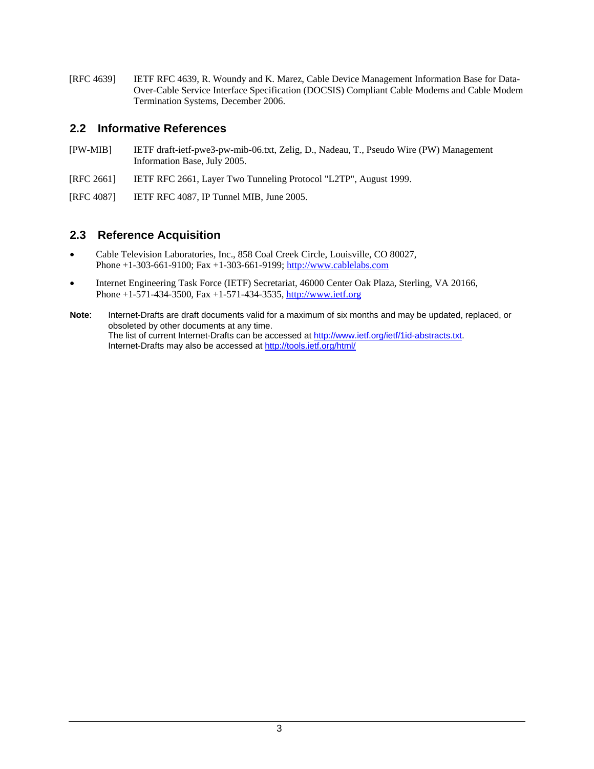[RFC 4639] IETF RFC 4639, R. Woundy and K. Marez, Cable Device Management Information Base for Data-Over-Cable Service Interface Specification (DOCSIS) Compliant Cable Modems and Cable Modem Termination Systems, December 2006.

## 2.2 Informative References

[PW-MIB] IETF draft-ietf-pwe3-pw-mib-06.txt, Zelig, D., Nadeau, T., Pseudo Wire (PW) Management Information Base, July 2005.

[RFC 2661] IETF RFC 2661, Layer Two Tunneling Protocol "L2TP", August 1999.

[RFC 4087] IETF RFC 4087, IP Tunnel MIB, June 2005.

## 2.3 Reference Acquisition

- Cable Television Laboratories, Inc., 858 Coal Creek Circle, Louisville, CO 80027, Phone +1-303-661-9100; Fax +1-303-661-9199; http://www.cablelabs.com
- Internet Engineering Task Force (IETF) Secretariat, 46000 Center Oak Plaza, Sterling, VA 20166, Phone +1-571-434-3500, Fax +1-571-434-3535, http://www.ietf.org

**Note**: Internet-Drafts are draft documents valid for a maximum of six months and may be updated, replaced, or obsoleted by other documents at any time.
The list of current Internet-Drafts can be accessed at http://www.ietf.org/ietf/1id-abstracts.txt.
Internet-Drafts may also be accessed at http://tools.ietf.org/html/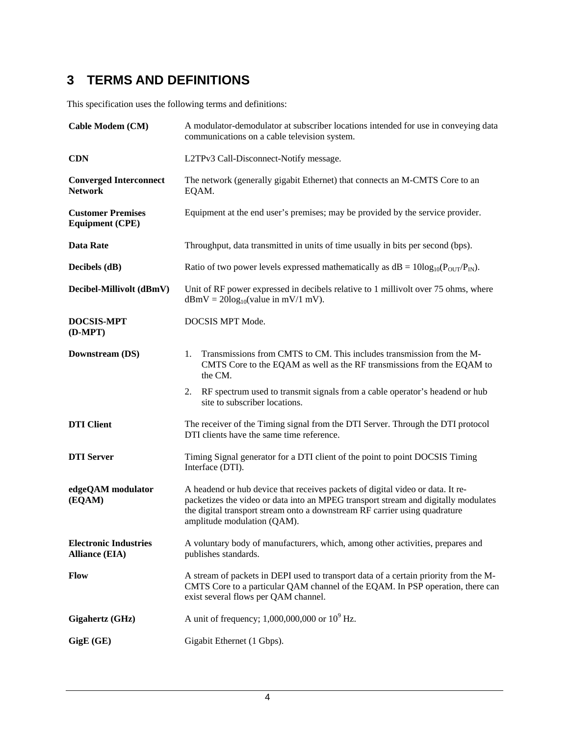# 3 TERMS AND DEFINITIONS

This specification uses the following terms and definitions:

| Term | Definition |
|---|---|
| **Cable Modem (CM)** | A modulator-demodulator at subscriber locations intended for use in conveying data communications on a cable television system. |
| **CDN** | L2TPv3 Call-Disconnect-Notify message. |
| **Converged Interconnect Network** | The network (generally gigabit Ethernet) that connects an M-CMTS Core to an EQAM. |
| **Customer Premises Equipment (CPE)** | Equipment at the end user's premises; may be provided by the service provider. |
| **Data Rate** | Throughput, data transmitted in units of time usually in bits per second (bps). |
| **Decibels (dB)** | Ratio of two power levels expressed mathematically as $dB = 10\log_{10}(P_{OUT}/P_{IN})$. |
| **Decibel-Millivolt (dBmV)** | Unit of RF power expressed in decibels relative to 1 millivolt over 75 ohms, where $dBmV = 20\log_{10}(\text{value in mV}/1\text{ mV})$. |
| **DOCSIS-MPT (D-MPT)** | DOCSIS MPT Mode. |
| **Downstream (DS)** | 1. Transmissions from CMTS to CM. This includes transmission from the M-CMTS Core to the EQAM as well as the RF transmissions from the EQAM to the CM.<br>2. RF spectrum used to transmit signals from a cable operator's headend or hub site to subscriber locations. |
| **DTI Client** | The receiver of the Timing signal from the DTI Server. Through the DTI protocol DTI clients have the same time reference. |
| **DTI Server** | Timing Signal generator for a DTI client of the point to point DOCSIS Timing Interface (DTI). |
| **edgeQAM modulator (EQAM)** | A headend or hub device that receives packets of digital video or data. It re-packetizes the video or data into an MPEG transport stream and digitally modulates the digital transport stream onto a downstream RF carrier using quadrature amplitude modulation (QAM). |
| **Electronic Industries Alliance (EIA)** | A voluntary body of manufacturers, which, among other activities, prepares and publishes standards. |
| **Flow** | A stream of packets in DEPI used to transport data of a certain priority from the M-CMTS Core to a particular QAM channel of the EQAM. In PSP operation, there can exist several flows per QAM channel. |
| **Gigahertz (GHz)** | A unit of frequency; 1,000,000,000 or $10^9$ Hz. |
| **GigE (GE)** | Gigabit Ethernet (1 Gbps). |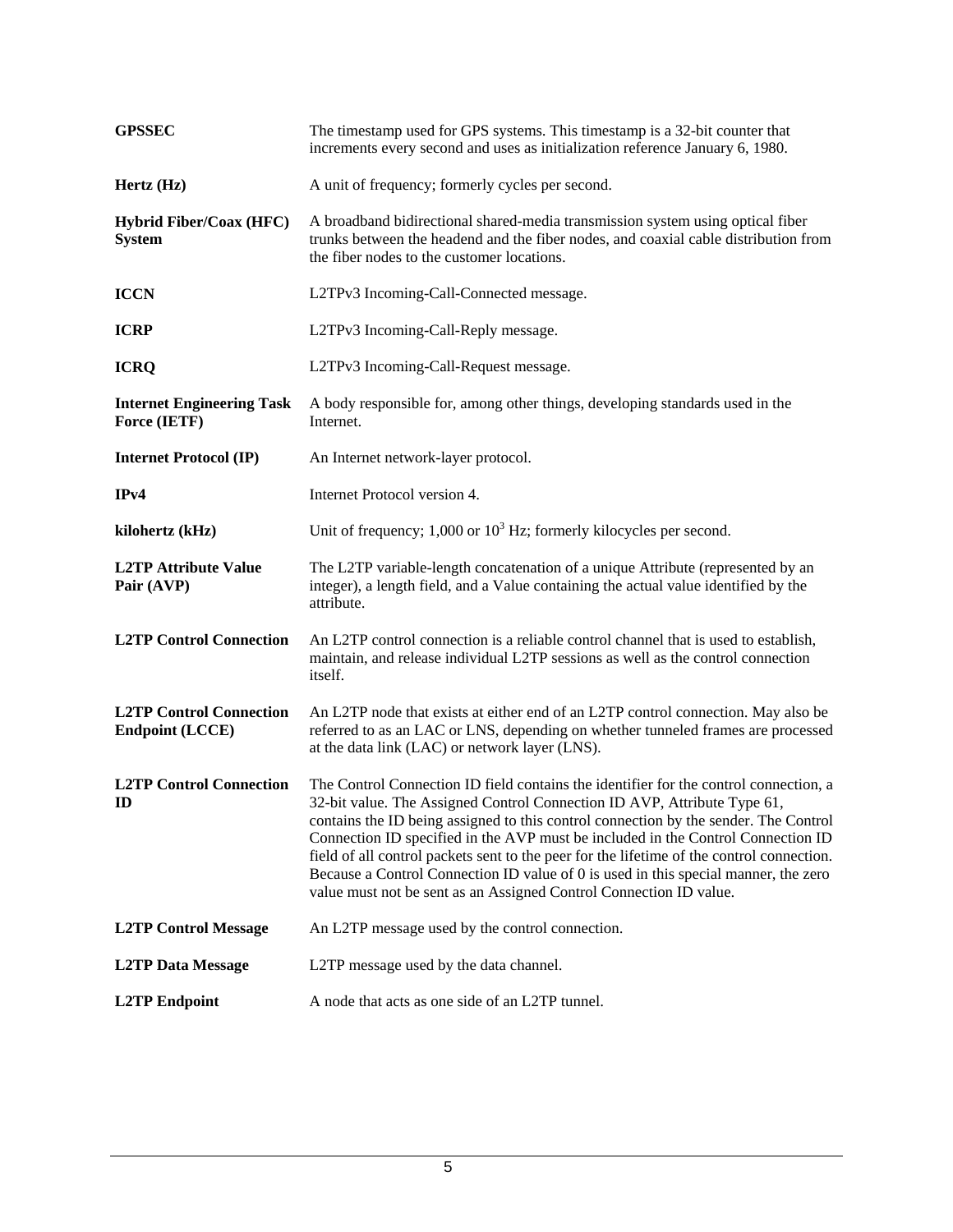| | |
|---|---|
| **GPSSEC** | The timestamp used for GPS systems. This timestamp is a 32-bit counter that increments every second and uses as initialization reference January 6, 1980. |
| **Hertz (Hz)** | A unit of frequency; formerly cycles per second. |
| **Hybrid Fiber/Coax (HFC) System** | A broadband bidirectional shared-media transmission system using optical fiber trunks between the headend and the fiber nodes, and coaxial cable distribution from the fiber nodes to the customer locations. |
| **ICCN** | L2TPv3 Incoming-Call-Connected message. |
| **ICRP** | L2TPv3 Incoming-Call-Reply message. |
| **ICRQ** | L2TPv3 Incoming-Call-Request message. |
| **Internet Engineering Task Force (IETF)** | A body responsible for, among other things, developing standards used in the Internet. |
| **Internet Protocol (IP)** | An Internet network-layer protocol. |
| **IPv4** | Internet Protocol version 4. |
| **kilohertz (kHz)** | Unit of frequency; 1,000 or $10^3$ Hz; formerly kilocycles per second. |
| **L2TP Attribute Value Pair (AVP)** | The L2TP variable-length concatenation of a unique Attribute (represented by an integer), a length field, and a Value containing the actual value identified by the attribute. |
| **L2TP Control Connection** | An L2TP control connection is a reliable control channel that is used to establish, maintain, and release individual L2TP sessions as well as the control connection itself. |
| **L2TP Control Connection Endpoint (LCCE)** | An L2TP node that exists at either end of an L2TP control connection. May also be referred to as an LAC or LNS, depending on whether tunneled frames are processed at the data link (LAC) or network layer (LNS). |
| **L2TP Control Connection ID** | The Control Connection ID field contains the identifier for the control connection, a 32-bit value. The Assigned Control Connection ID AVP, Attribute Type 61, contains the ID being assigned to this control connection by the sender. The Control Connection ID specified in the AVP must be included in the Control Connection ID field of all control packets sent to the peer for the lifetime of the control connection. Because a Control Connection ID value of 0 is used in this special manner, the zero value must not be sent as an Assigned Control Connection ID value. |
| **L2TP Control Message** | An L2TP message used by the control connection. |
| **L2TP Data Message** | L2TP message used by the data channel. |
| **L2TP Endpoint** | A node that acts as one side of an L2TP tunnel. |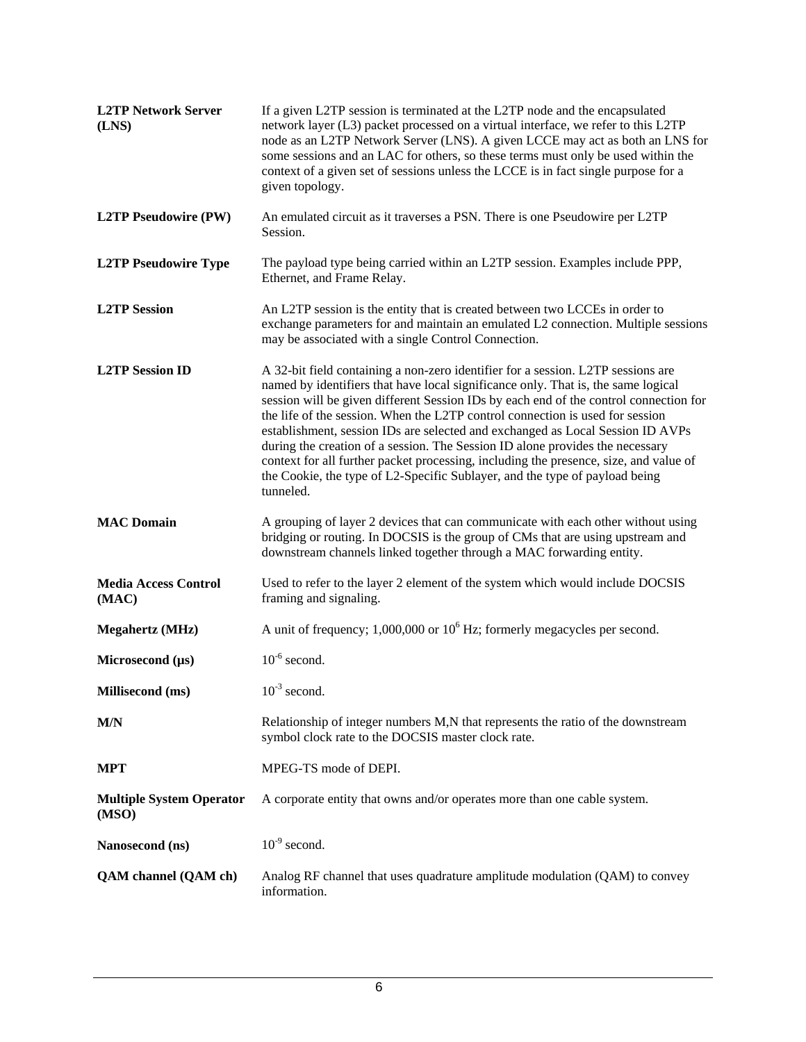**L2TP Network Server (LNS)** If a given L2TP session is terminated at the L2TP node and the encapsulated network layer (L3) packet processed on a virtual interface, we refer to this L2TP node as an L2TP Network Server (LNS). A given LCCE may act as both an LNS for some sessions and an LAC for others, so these terms must only be used within the context of a given set of sessions unless the LCCE is in fact single purpose for a given topology.

**L2TP Pseudowire (PW)** An emulated circuit as it traverses a PSN. There is one Pseudowire per L2TP Session.

**L2TP Pseudowire Type** The payload type being carried within an L2TP session. Examples include PPP, Ethernet, and Frame Relay.

**L2TP Session** An L2TP session is the entity that is created between two LCCEs in order to exchange parameters for and maintain an emulated L2 connection. Multiple sessions may be associated with a single Control Connection.

**L2TP Session ID** A 32-bit field containing a non-zero identifier for a session. L2TP sessions are named by identifiers that have local significance only. That is, the same logical session will be given different Session IDs by each end of the control connection for the life of the session. When the L2TP control connection is used for session establishment, session IDs are selected and exchanged as Local Session ID AVPs during the creation of a session. The Session ID alone provides the necessary context for all further packet processing, including the presence, size, and value of the Cookie, the type of L2-Specific Sublayer, and the type of payload being tunneled.

**MAC Domain** A grouping of layer 2 devices that can communicate with each other without using bridging or routing. In DOCSIS is the group of CMs that are using upstream and downstream channels linked together through a MAC forwarding entity.

**Media Access Control (MAC)** Used to refer to the layer 2 element of the system which would include DOCSIS framing and signaling.

**Megahertz (MHz)** A unit of frequency; 1,000,000 or $10^6$ Hz; formerly megacycles per second.

**Microsecond (µs)** $10^{-6}$ second.

**Millisecond (ms)** $10^{-3}$ second.

**M/N** Relationship of integer numbers M,N that represents the ratio of the downstream symbol clock rate to the DOCSIS master clock rate.

**MPT** MPEG-TS mode of DEPI.

**Multiple System Operator (MSO)** A corporate entity that owns and/or operates more than one cable system.

**Nanosecond (ns)** $10^{-9}$ second.

**QAM channel (QAM ch)** Analog RF channel that uses quadrature amplitude modulation (QAM) to convey information.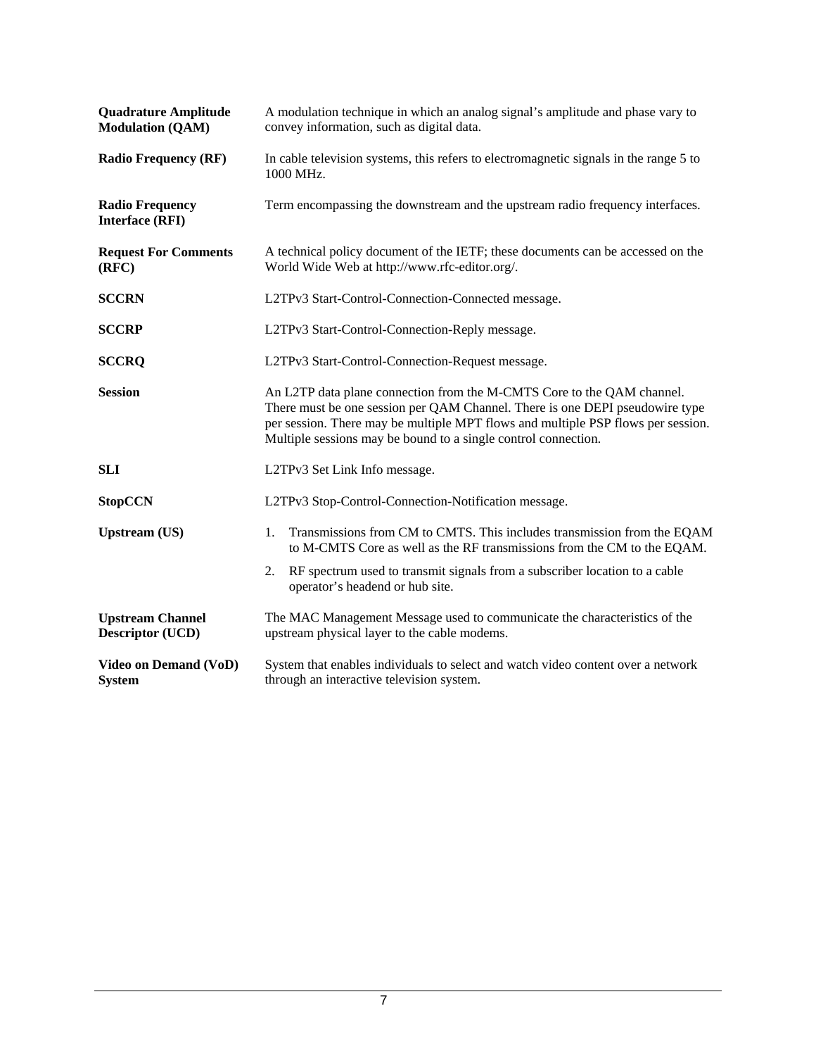| | |
|---|---|
| **Quadrature Amplitude Modulation (QAM)** | A modulation technique in which an analog signal's amplitude and phase vary to convey information, such as digital data. |
| **Radio Frequency (RF)** | In cable television systems, this refers to electromagnetic signals in the range 5 to 1000 MHz. |
| **Radio Frequency Interface (RFI)** | Term encompassing the downstream and the upstream radio frequency interfaces. |
| **Request For Comments (RFC)** | A technical policy document of the IETF; these documents can be accessed on the World Wide Web at http://www.rfc-editor.org/. |
| **SCCRN** | L2TPv3 Start-Control-Connection-Connected message. |
| **SCCRP** | L2TPv3 Start-Control-Connection-Reply message. |
| **SCCRQ** | L2TPv3 Start-Control-Connection-Request message. |
| **Session** | An L2TP data plane connection from the M-CMTS Core to the QAM channel. There must be one session per QAM Channel. There is one DEPI pseudowire type per session. There may be multiple MPT flows and multiple PSP flows per session. Multiple sessions may be bound to a single control connection. |
| **SLI** | L2TPv3 Set Link Info message. |
| **StopCCN** | L2TPv3 Stop-Control-Connection-Notification message. |
| **Upstream (US)** | 1. Transmissions from CM to CMTS. This includes transmission from the EQAM to M-CMTS Core as well as the RF transmissions from the CM to the EQAM. 2. RF spectrum used to transmit signals from a subscriber location to a cable operator's headend or hub site. |
| **Upstream Channel Descriptor (UCD)** | The MAC Management Message used to communicate the characteristics of the upstream physical layer to the cable modems. |
| **Video on Demand (VoD) System** | System that enables individuals to select and watch video content over a network through an interactive television system. |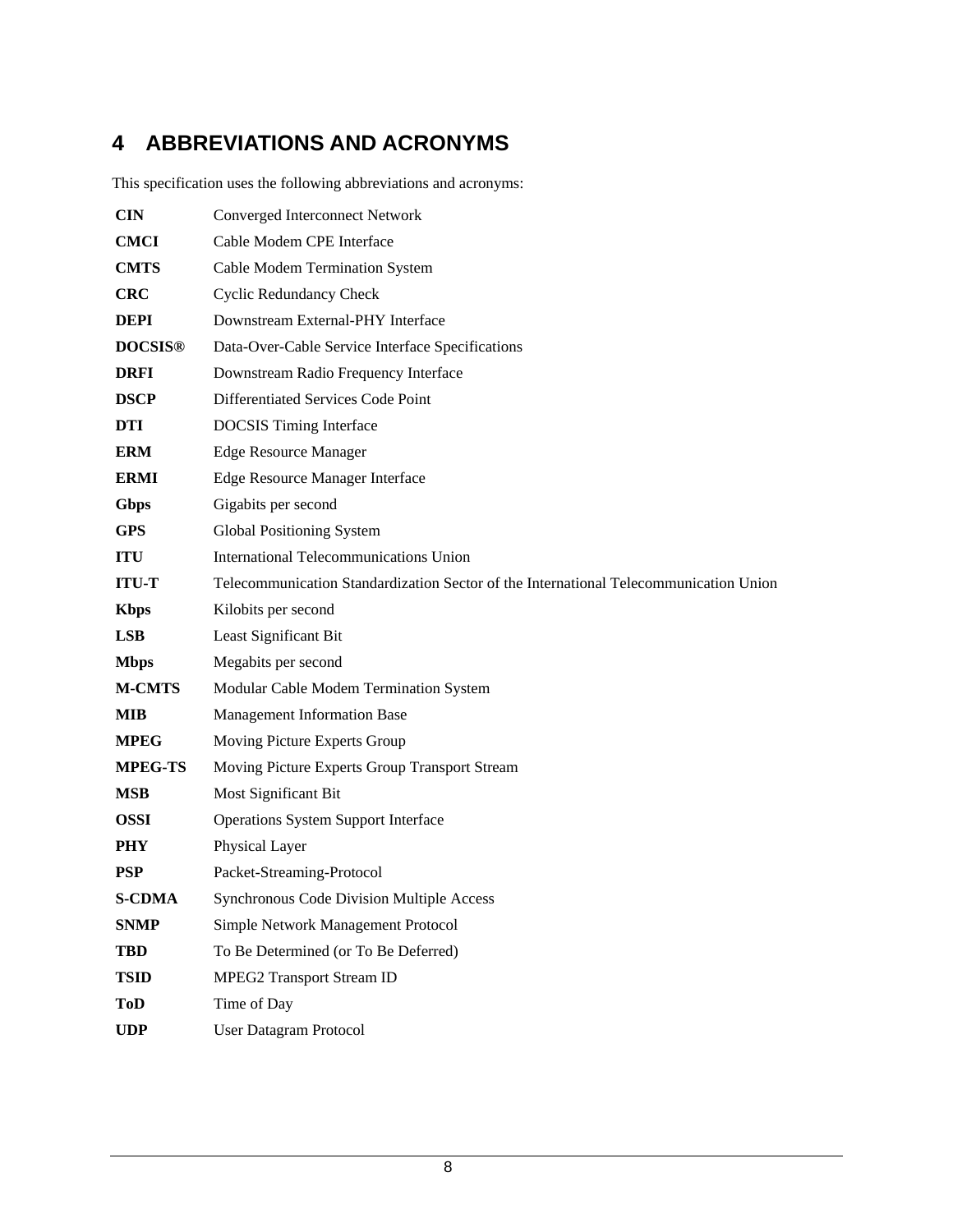# 4 ABBREVIATIONS AND ACRONYMS

This specification uses the following abbreviations and acronyms:

| | |
|---|---|
| **CIN** | Converged Interconnect Network |
| **CMCI** | Cable Modem CPE Interface |
| **CMTS** | Cable Modem Termination System |
| **CRC** | Cyclic Redundancy Check |
| **DEPI** | Downstream External-PHY Interface |
| **DOCSIS®** | Data-Over-Cable Service Interface Specifications |
| **DRFI** | Downstream Radio Frequency Interface |
| **DSCP** | Differentiated Services Code Point |
| **DTI** | DOCSIS Timing Interface |
| **ERM** | Edge Resource Manager |
| **ERMI** | Edge Resource Manager Interface |
| **Gbps** | Gigabits per second |
| **GPS** | Global Positioning System |
| **ITU** | International Telecommunications Union |
| **ITU-T** | Telecommunication Standardization Sector of the International Telecommunication Union |
| **Kbps** | Kilobits per second |
| **LSB** | Least Significant Bit |
| **Mbps** | Megabits per second |
| **M-CMTS** | Modular Cable Modem Termination System |
| **MIB** | Management Information Base |
| **MPEG** | Moving Picture Experts Group |
| **MPEG-TS** | Moving Picture Experts Group Transport Stream |
| **MSB** | Most Significant Bit |
| **OSSI** | Operations System Support Interface |
| **PHY** | Physical Layer |
| **PSP** | Packet-Streaming-Protocol |
| **S-CDMA** | Synchronous Code Division Multiple Access |
| **SNMP** | Simple Network Management Protocol |
| **TBD** | To Be Determined (or To Be Deferred) |
| **TSID** | MPEG2 Transport Stream ID |
| **ToD** | Time of Day |
| **UDP** | User Datagram Protocol |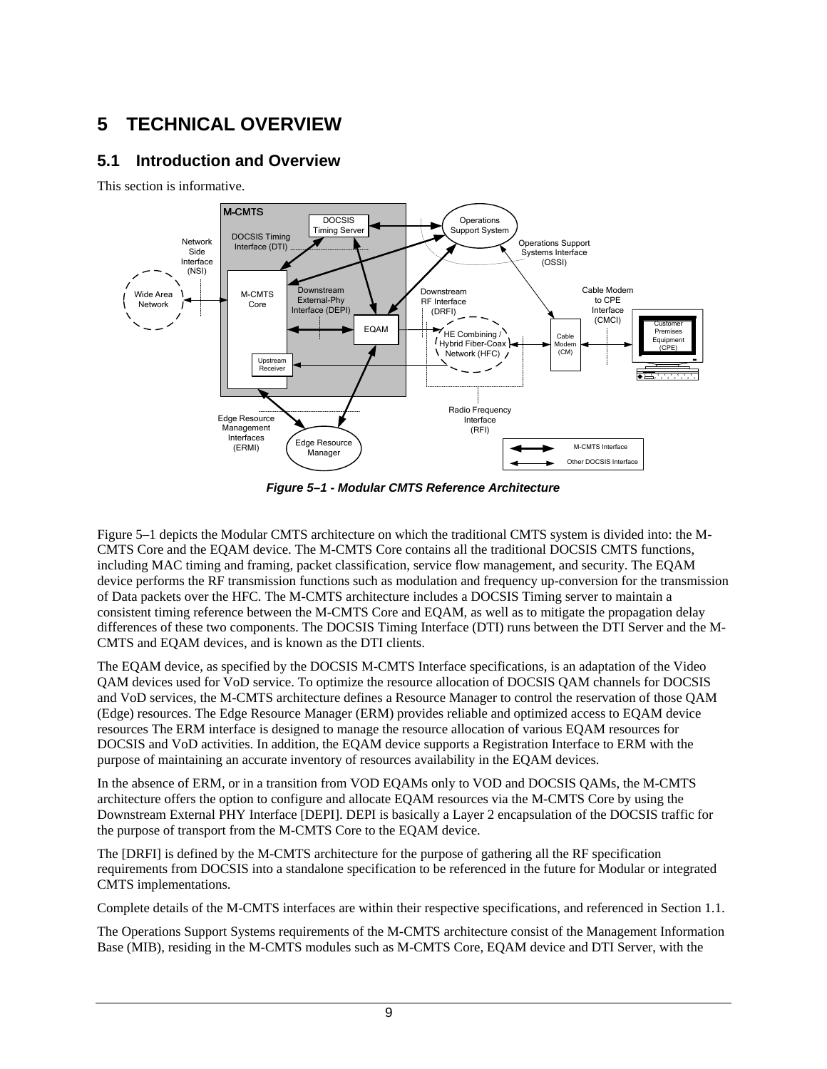# 5 TECHNICAL OVERVIEW

## 5.1 Introduction and Overview

This section is informative.

*Figure 5–1 - Modular CMTS Reference Architecture*

Figure 5–1 depicts the Modular CMTS architecture on which the traditional CMTS system is divided into: the M-CMTS Core and the EQAM device. The M-CMTS Core contains all the traditional DOCSIS CMTS functions, including MAC timing and framing, packet classification, service flow management, and security. The EQAM device performs the RF transmission functions such as modulation and frequency up-conversion for the transmission of Data packets over the HFC. The M-CMTS architecture includes a DOCSIS Timing server to maintain a consistent timing reference between the M-CMTS Core and EQAM, as well as to mitigate the propagation delay differences of these two components. The DOCSIS Timing Interface (DTI) runs between the DTI Server and the M-CMTS and EQAM devices, and is known as the DTI clients.

The EQAM device, as specified by the DOCSIS M-CMTS Interface specifications, is an adaptation of the Video QAM devices used for VoD service. To optimize the resource allocation of DOCSIS QAM channels for DOCSIS and VoD services, the M-CMTS architecture defines a Resource Manager to control the reservation of those QAM (Edge) resources. The Edge Resource Manager (ERM) provides reliable and optimized access to EQAM device resources The ERM interface is designed to manage the resource allocation of various EQAM resources for DOCSIS and VoD activities. In addition, the EQAM device supports a Registration Interface to ERM with the purpose of maintaining an accurate inventory of resources availability in the EQAM devices.

In the absence of ERM, or in a transition from VOD EQAMs only to VOD and DOCSIS QAMs, the M-CMTS architecture offers the option to configure and allocate EQAM resources via the M-CMTS Core by using the Downstream External PHY Interface [DEPI]. DEPI is basically a Layer 2 encapsulation of the DOCSIS traffic for the purpose of transport from the M-CMTS Core to the EQAM device.

The [DRFI] is defined by the M-CMTS architecture for the purpose of gathering all the RF specification requirements from DOCSIS into a standalone specification to be referenced in the future for Modular or integrated CMTS implementations.

Complete details of the M-CMTS interfaces are within their respective specifications, and referenced in Section 1.1.

The Operations Support Systems requirements of the M-CMTS architecture consist of the Management Information Base (MIB), residing in the M-CMTS modules such as M-CMTS Core, EQAM device and DTI Server, with the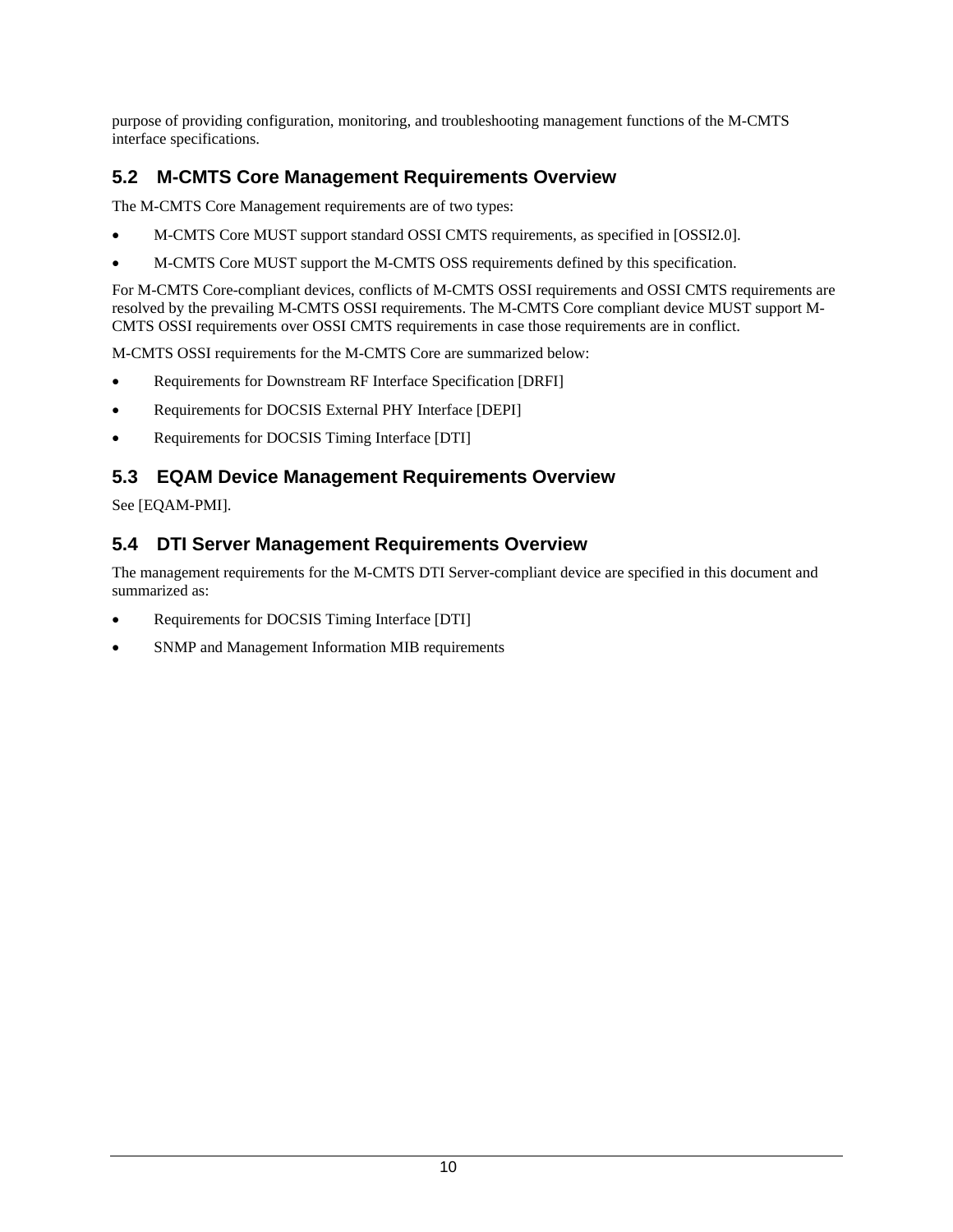purpose of providing configuration, monitoring, and troubleshooting management functions of the M-CMTS interface specifications.

## 5.2 M-CMTS Core Management Requirements Overview

The M-CMTS Core Management requirements are of two types:

- M-CMTS Core MUST support standard OSSI CMTS requirements, as specified in [OSSI2.0].
- M-CMTS Core MUST support the M-CMTS OSS requirements defined by this specification.

For M-CMTS Core-compliant devices, conflicts of M-CMTS OSSI requirements and OSSI CMTS requirements are resolved by the prevailing M-CMTS OSSI requirements. The M-CMTS Core compliant device MUST support M-CMTS OSSI requirements over OSSI CMTS requirements in case those requirements are in conflict.

M-CMTS OSSI requirements for the M-CMTS Core are summarized below:

- Requirements for Downstream RF Interface Specification [DRFI]
- Requirements for DOCSIS External PHY Interface [DEPI]
- Requirements for DOCSIS Timing Interface [DTI]

## 5.3 EQAM Device Management Requirements Overview

See [EQAM-PMI].

## 5.4 DTI Server Management Requirements Overview

The management requirements for the M-CMTS DTI Server-compliant device are specified in this document and summarized as:

- Requirements for DOCSIS Timing Interface [DTI]
- SNMP and Management Information MIB requirements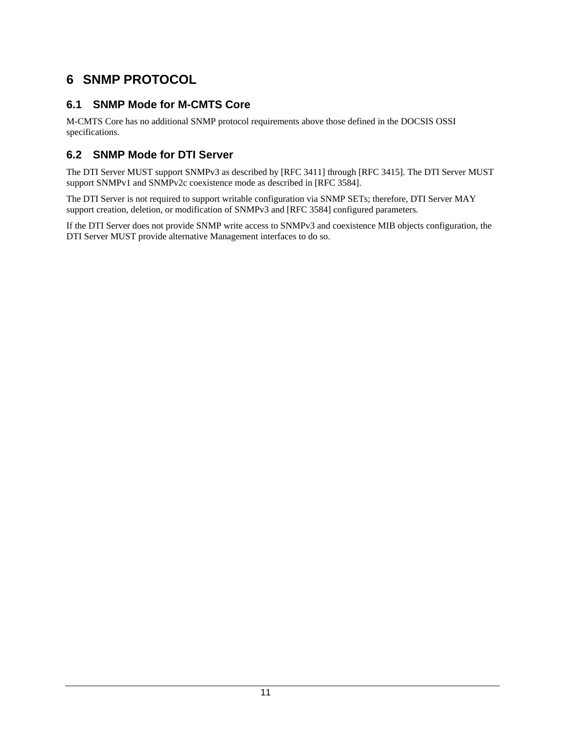# 6 SNMP PROTOCOL

## 6.1 SNMP Mode for M-CMTS Core

M-CMTS Core has no additional SNMP protocol requirements above those defined in the DOCSIS OSSI specifications.

## 6.2 SNMP Mode for DTI Server

The DTI Server MUST support SNMPv3 as described by [RFC 3411] through [RFC 3415]. The DTI Server MUST support SNMPv1 and SNMPv2c coexistence mode as described in [RFC 3584].

The DTI Server is not required to support writable configuration via SNMP SETs; therefore, DTI Server MAY support creation, deletion, or modification of SNMPv3 and [RFC 3584] configured parameters.

If the DTI Server does not provide SNMP write access to SNMPv3 and coexistence MIB objects configuration, the DTI Server MUST provide alternative Management interfaces to do so.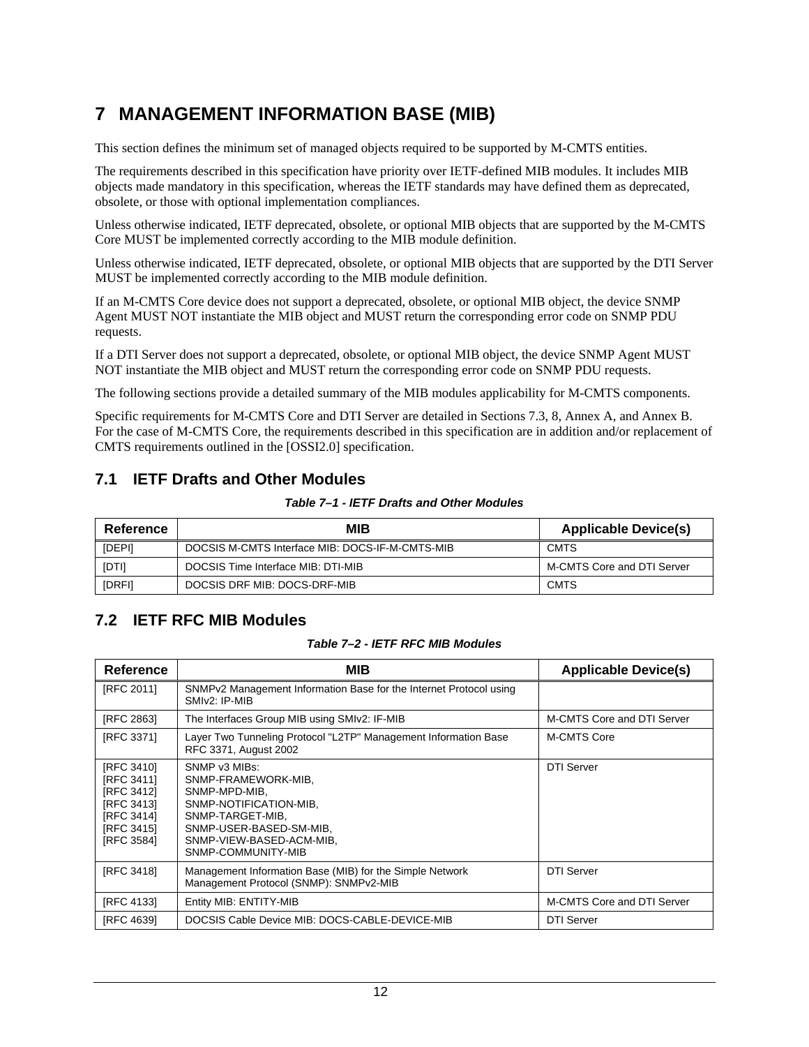# 7 MANAGEMENT INFORMATION BASE (MIB)

This section defines the minimum set of managed objects required to be supported by M-CMTS entities.

The requirements described in this specification have priority over IETF-defined MIB modules. It includes MIB objects made mandatory in this specification, whereas the IETF standards may have defined them as deprecated, obsolete, or those with optional implementation compliances.

Unless otherwise indicated, IETF deprecated, obsolete, or optional MIB objects that are supported by the M-CMTS Core MUST be implemented correctly according to the MIB module definition.

Unless otherwise indicated, IETF deprecated, obsolete, or optional MIB objects that are supported by the DTI Server MUST be implemented correctly according to the MIB module definition.

If an M-CMTS Core device does not support a deprecated, obsolete, or optional MIB object, the device SNMP Agent MUST NOT instantiate the MIB object and MUST return the corresponding error code on SNMP PDU requests.

If a DTI Server does not support a deprecated, obsolete, or optional MIB object, the device SNMP Agent MUST NOT instantiate the MIB object and MUST return the corresponding error code on SNMP PDU requests.

The following sections provide a detailed summary of the MIB modules applicability for M-CMTS components.

Specific requirements for M-CMTS Core and DTI Server are detailed in Sections 7.3, 8, Annex A, and Annex B. For the case of M-CMTS Core, the requirements described in this specification are in addition and/or replacement of CMTS requirements outlined in the [OSSI2.0] specification.

## 7.1 IETF Drafts and Other Modules

*Table 7–1 - IETF Drafts and Other Modules*

| Reference | MIB | Applicable Device(s) |
|---|---|---|
| [DEPI] | DOCSIS M-CMTS Interface MIB: DOCS-IF-M-CMTS-MIB | CMTS |
| [DTI] | DOCSIS Time Interface MIB: DTI-MIB | M-CMTS Core and DTI Server |
| [DRFI] | DOCSIS DRF MIB: DOCS-DRF-MIB | CMTS |

## 7.2 IETF RFC MIB Modules

*Table 7–2 - IETF RFC MIB Modules*

| Reference | MIB | Applicable Device(s) |
|---|---|---|
| [RFC 2011] | SNMPv2 Management Information Base for the Internet Protocol using SMIv2: IP-MIB | |
| [RFC 2863] | The Interfaces Group MIB using SMIv2: IF-MIB | M-CMTS Core and DTI Server |
| [RFC 3371] | Layer Two Tunneling Protocol "L2TP" Management Information Base RFC 3371, August 2002 | M-CMTS Core |
| [RFC 3410] [RFC 3411] [RFC 3412] [RFC 3413] [RFC 3414] [RFC 3415] [RFC 3584] | SNMP v3 MIBs: SNMP-FRAMEWORK-MIB, SNMP-MPD-MIB, SNMP-NOTIFICATION-MIB, SNMP-TARGET-MIB, SNMP-USER-BASED-SM-MIB, SNMP-VIEW-BASED-ACM-MIB, SNMP-COMMUNITY-MIB | DTI Server |
| [RFC 3418] | Management Information Base (MIB) for the Simple Network Management Protocol (SNMP): SNMPv2-MIB | DTI Server |
| [RFC 4133] | Entity MIB: ENTITY-MIB | M-CMTS Core and DTI Server |
| [RFC 4639] | DOCSIS Cable Device MIB: DOCS-CABLE-DEVICE-MIB | DTI Server |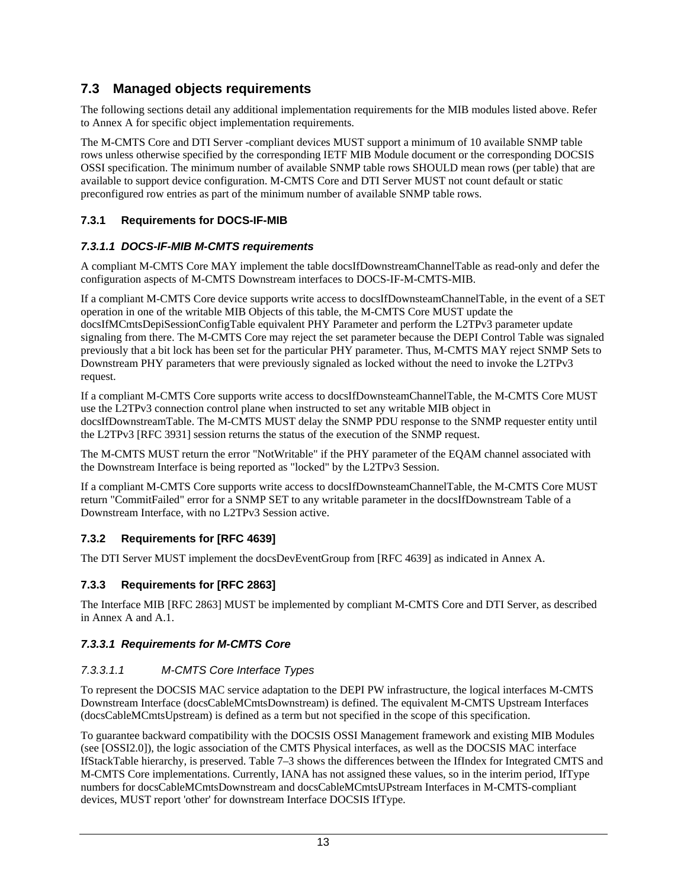## 7.3 Managed objects requirements

The following sections detail any additional implementation requirements for the MIB modules listed above. Refer to Annex A for specific object implementation requirements.

The M-CMTS Core and DTI Server -compliant devices MUST support a minimum of 10 available SNMP table rows unless otherwise specified by the corresponding IETF MIB Module document or the corresponding DOCSIS OSSI specification. The minimum number of available SNMP table rows SHOULD mean rows (per table) that are available to support device configuration. M-CMTS Core and DTI Server MUST not count default or static preconfigured row entries as part of the minimum number of available SNMP table rows.

### 7.3.1 Requirements for DOCS-IF-MIB

#### *7.3.1.1 DOCS-IF-MIB M-CMTS requirements*

A compliant M-CMTS Core MAY implement the table docsIfDownstreamChannelTable as read-only and defer the configuration aspects of M-CMTS Downstream interfaces to DOCS-IF-M-CMTS-MIB.

If a compliant M-CMTS Core device supports write access to docsIfDownsteamChannelTable, in the event of a SET operation in one of the writable MIB Objects of this table, the M-CMTS Core MUST update the docsIfMCmtsDepiSessionConfigTable equivalent PHY Parameter and perform the L2TPv3 parameter update signaling from there. The M-CMTS Core may reject the set parameter because the DEPI Control Table was signaled previously that a bit lock has been set for the particular PHY parameter. Thus, M-CMTS MAY reject SNMP Sets to Downstream PHY parameters that were previously signaled as locked without the need to invoke the L2TPv3 request.

If a compliant M-CMTS Core supports write access to docsIfDownsteamChannelTable, the M-CMTS Core MUST use the L2TPv3 connection control plane when instructed to set any writable MIB object in docsIfDownstreamTable. The M-CMTS MUST delay the SNMP PDU response to the SNMP requester entity until the L2TPv3 [RFC 3931] session returns the status of the execution of the SNMP request.

The M-CMTS MUST return the error "NotWritable" if the PHY parameter of the EQAM channel associated with the Downstream Interface is being reported as "locked" by the L2TPv3 Session.

If a compliant M-CMTS Core supports write access to docsIfDownsteamChannelTable, the M-CMTS Core MUST return "CommitFailed" error for a SNMP SET to any writable parameter in the docsIfDownstream Table of a Downstream Interface, with no L2TPv3 Session active.

### 7.3.2 Requirements for [RFC 4639]

The DTI Server MUST implement the docsDevEventGroup from [RFC 4639] as indicated in Annex A.

### 7.3.3 Requirements for [RFC 2863]

The Interface MIB [RFC 2863] MUST be implemented by compliant M-CMTS Core and DTI Server, as described in Annex A and A.1.

#### *7.3.3.1 Requirements for M-CMTS Core*

##### *7.3.3.1.1 M-CMTS Core Interface Types*

To represent the DOCSIS MAC service adaptation to the DEPI PW infrastructure, the logical interfaces M-CMTS Downstream Interface (docsCableMCmtsDownstream) is defined. The equivalent M-CMTS Upstream Interfaces (docsCableMCmtsUpstream) is defined as a term but not specified in the scope of this specification.

To guarantee backward compatibility with the DOCSIS OSSI Management framework and existing MIB Modules (see [OSSI2.0]), the logic association of the CMTS Physical interfaces, as well as the DOCSIS MAC interface IfStackTable hierarchy, is preserved. Table 7–3 shows the differences between the IfIndex for Integrated CMTS and M-CMTS Core implementations. Currently, IANA has not assigned these values, so in the interim period, IfType numbers for docsCableMCmtsDownstream and docsCableMCmtsUPstream Interfaces in M-CMTS-compliant devices, MUST report 'other' for downstream Interface DOCSIS IfType.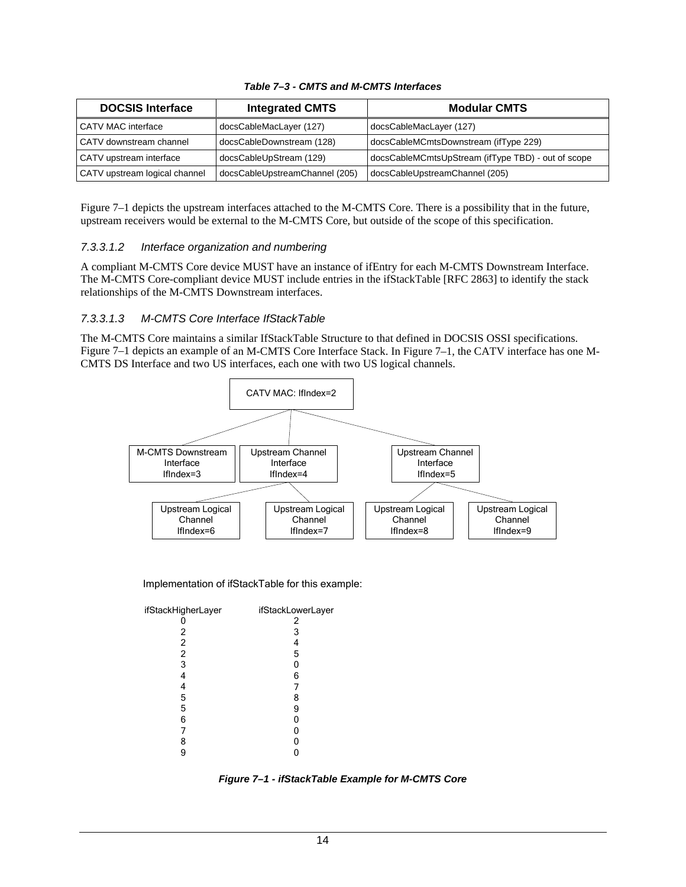*Table 7–3 - CMTS and M-CMTS Interfaces*

| DOCSIS Interface | Integrated CMTS | Modular CMTS |
|---|---|---|
| CATV MAC interface | docsCableMacLayer (127) | docsCableMacLayer (127) |
| CATV downstream channel | docsCableDownstream (128) | docsCableMCmtsDownstream (ifType 229) |
| CATV upstream interface | docsCableUpStream (129) | docsCableMCmtsUpStream (ifType TBD) - out of scope |
| CATV upstream logical channel | docsCableUpstreamChannel (205) | docsCableUpstreamChannel (205) |

Figure 7–1 depicts the upstream interfaces attached to the M-CMTS Core. There is a possibility that in the future, upstream receivers would be external to the M-CMTS Core, but outside of the scope of this specification.

#### *7.3.3.1.2 Interface organization and numbering*

A compliant M-CMTS Core device MUST have an instance of ifEntry for each M-CMTS Downstream Interface. The M-CMTS Core-compliant device MUST include entries in the ifStackTable [RFC 2863] to identify the stack relationships of the M-CMTS Downstream interfaces.

#### *7.3.3.1.3 M-CMTS Core Interface IfStackTable*

The M-CMTS Core maintains a similar IfStackTable Structure to that defined in DOCSIS OSSI specifications. Figure 7–1 depicts an example of an M-CMTS Core Interface Stack. In Figure 7–1, the CATV interface has one M-CMTS DS Interface and two US interfaces, each one with two US logical channels.

```
                         CATV MAC: IfIndex=2
           /                    |                     \
M-CMTS Downstream      Upstream Channel          Upstream Channel
    Interface              Interface                 Interface
    IfIndex=3              IfIndex=4                 IfIndex=5
                         /          \              /          \
         Upstream Logical  Upstream Logical  Upstream Logical  Upstream Logical
             Channel           Channel           Channel           Channel
            IfIndex=6         IfIndex=7         IfIndex=8         IfIndex=9
```

Implementation of ifStackTable for this example:

| ifStackHigherLayer | ifStackLowerLayer |
|---|---|
| 0 | 2 |
| 2 | 3 |
| 2 | 4 |
| 2 | 5 |
| 3 | 0 |
| 4 | 6 |
| 4 | 7 |
| 5 | 8 |
| 5 | 9 |
| 6 | 0 |
| 7 | 0 |
| 8 | 0 |
| 9 | 0 |

*Figure 7–1 - ifStackTable Example for M-CMTS Core*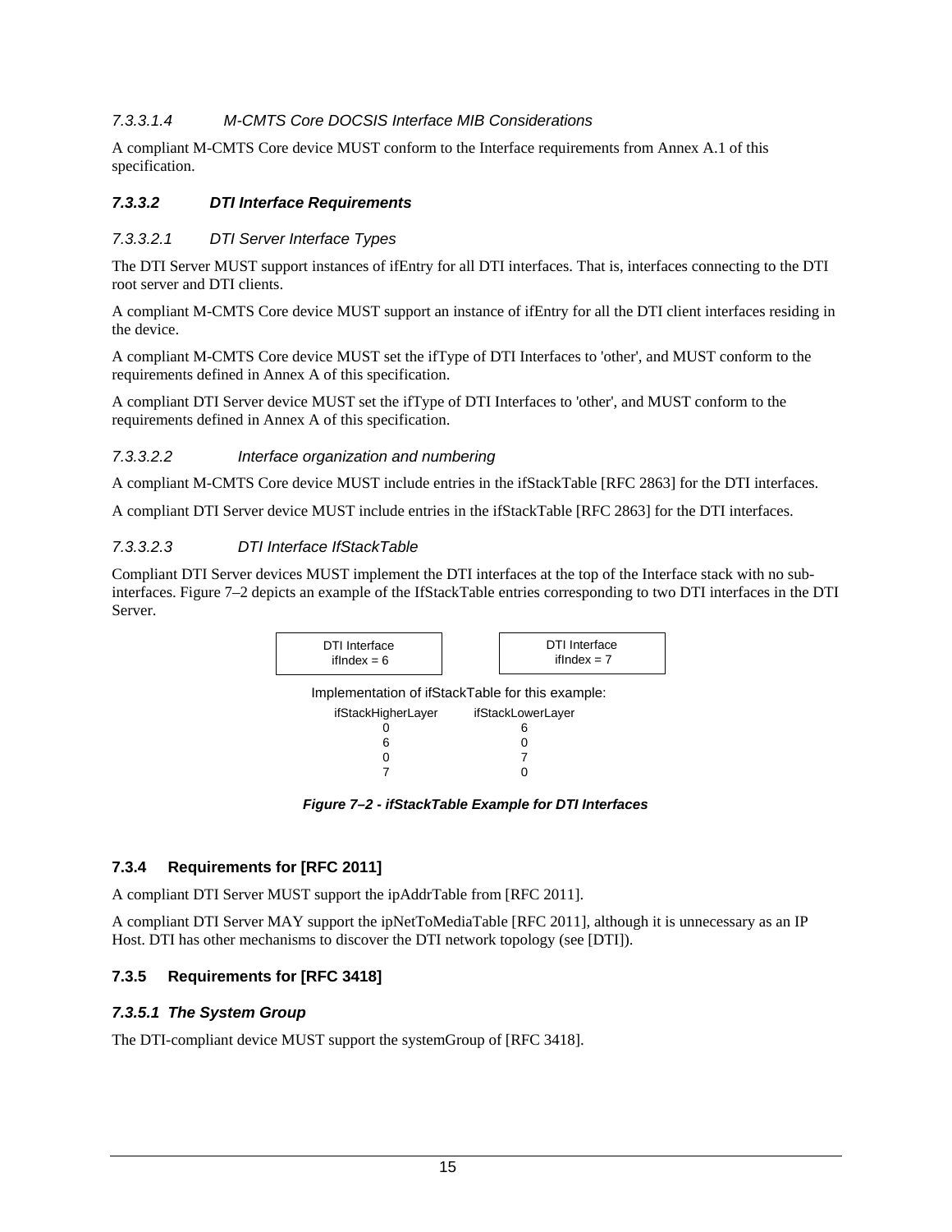##### 7.3.3.1.4 M-CMTS Core DOCSIS Interface MIB Considerations

A compliant M-CMTS Core device MUST conform to the Interface requirements from Annex A.1 of this specification.

#### 7.3.3.2 DTI Interface Requirements

##### 7.3.3.2.1 DTI Server Interface Types

The DTI Server MUST support instances of ifEntry for all DTI interfaces. That is, interfaces connecting to the DTI root server and DTI clients.

A compliant M-CMTS Core device MUST support an instance of ifEntry for all the DTI client interfaces residing in the device.

A compliant M-CMTS Core device MUST set the ifType of DTI Interfaces to 'other', and MUST conform to the requirements defined in Annex A of this specification.

A compliant DTI Server device MUST set the ifType of DTI Interfaces to 'other', and MUST conform to the requirements defined in Annex A of this specification.

##### 7.3.3.2.2 Interface organization and numbering

A compliant M-CMTS Core device MUST include entries in the ifStackTable [RFC 2863] for the DTI interfaces.

A compliant DTI Server device MUST include entries in the ifStackTable [RFC 2863] for the DTI interfaces.

##### 7.3.3.2.3 DTI Interface IfStackTable

Compliant DTI Server devices MUST implement the DTI interfaces at the top of the Interface stack with no sub-interfaces. Figure 7–2 depicts an example of the IfStackTable entries corresponding to two DTI interfaces in the DTI Server.

DTI Interface ifIndex = 6 | DTI Interface ifIndex = 7

Implementation of ifStackTable for this example:

| ifStackHigherLayer | ifStackLowerLayer |
|---|---|
| 0 | 6 |
| 6 | 0 |
| 0 | 7 |
| 7 | 0 |

**Figure 7–2 - ifStackTable Example for DTI Interfaces**

### 7.3.4 Requirements for [RFC 2011]

A compliant DTI Server MUST support the ipAddrTable from [RFC 2011].

A compliant DTI Server MAY support the ipNetToMediaTable [RFC 2011], although it is unnecessary as an IP Host. DTI has other mechanisms to discover the DTI network topology (see [DTI]).

### 7.3.5 Requirements for [RFC 3418]

#### 7.3.5.1 The System Group

The DTI-compliant device MUST support the systemGroup of [RFC 3418].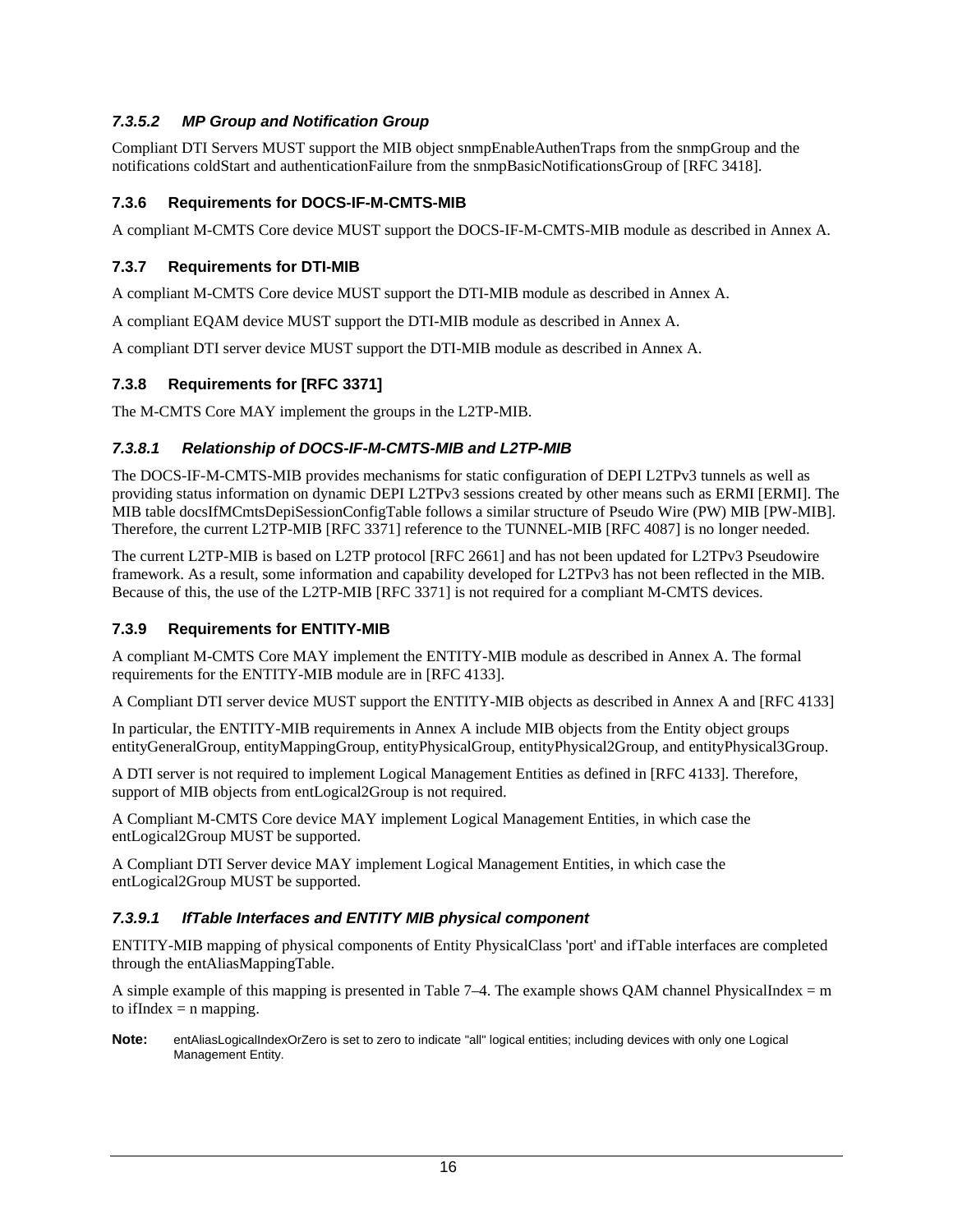#### *7.3.5.2 MP Group and Notification Group*

Compliant DTI Servers MUST support the MIB object snmpEnableAuthenTraps from the snmpGroup and the notifications coldStart and authenticationFailure from the snmpBasicNotificationsGroup of [RFC 3418].

### 7.3.6 Requirements for DOCS-IF-M-CMTS-MIB

A compliant M-CMTS Core device MUST support the DOCS-IF-M-CMTS-MIB module as described in Annex A.

### 7.3.7 Requirements for DTI-MIB

A compliant M-CMTS Core device MUST support the DTI-MIB module as described in Annex A.

A compliant EQAM device MUST support the DTI-MIB module as described in Annex A.

A compliant DTI server device MUST support the DTI-MIB module as described in Annex A.

### 7.3.8 Requirements for [RFC 3371]

The M-CMTS Core MAY implement the groups in the L2TP-MIB.

#### *7.3.8.1 Relationship of DOCS-IF-M-CMTS-MIB and L2TP-MIB*

The DOCS-IF-M-CMTS-MIB provides mechanisms for static configuration of DEPI L2TPv3 tunnels as well as providing status information on dynamic DEPI L2TPv3 sessions created by other means such as ERMI [ERMI]. The MIB table docsIfMCmtsDepiSessionConfigTable follows a similar structure of Pseudo Wire (PW) MIB [PW-MIB]. Therefore, the current L2TP-MIB [RFC 3371] reference to the TUNNEL-MIB [RFC 4087] is no longer needed.

The current L2TP-MIB is based on L2TP protocol [RFC 2661] and has not been updated for L2TPv3 Pseudowire framework. As a result, some information and capability developed for L2TPv3 has not been reflected in the MIB. Because of this, the use of the L2TP-MIB [RFC 3371] is not required for a compliant M-CMTS devices.

### 7.3.9 Requirements for ENTITY-MIB

A compliant M-CMTS Core MAY implement the ENTITY-MIB module as described in Annex A. The formal requirements for the ENTITY-MIB module are in [RFC 4133].

A Compliant DTI server device MUST support the ENTITY-MIB objects as described in Annex A and [RFC 4133]

In particular, the ENTITY-MIB requirements in Annex A include MIB objects from the Entity object groups entityGeneralGroup, entityMappingGroup, entityPhysicalGroup, entityPhysical2Group, and entityPhysical3Group.

A DTI server is not required to implement Logical Management Entities as defined in [RFC 4133]. Therefore, support of MIB objects from entLogical2Group is not required.

A Compliant M-CMTS Core device MAY implement Logical Management Entities, in which case the entLogical2Group MUST be supported.

A Compliant DTI Server device MAY implement Logical Management Entities, in which case the entLogical2Group MUST be supported.

#### *7.3.9.1 IfTable Interfaces and ENTITY MIB physical component*

ENTITY-MIB mapping of physical components of Entity PhysicalClass 'port' and ifTable interfaces are completed through the entAliasMappingTable.

A simple example of this mapping is presented in Table 7–4. The example shows QAM channel PhysicalIndex = m to ifIndex = n mapping.

**Note:** entAliasLogicalIndexOrZero is set to zero to indicate "all" logical entities; including devices with only one Logical Management Entity.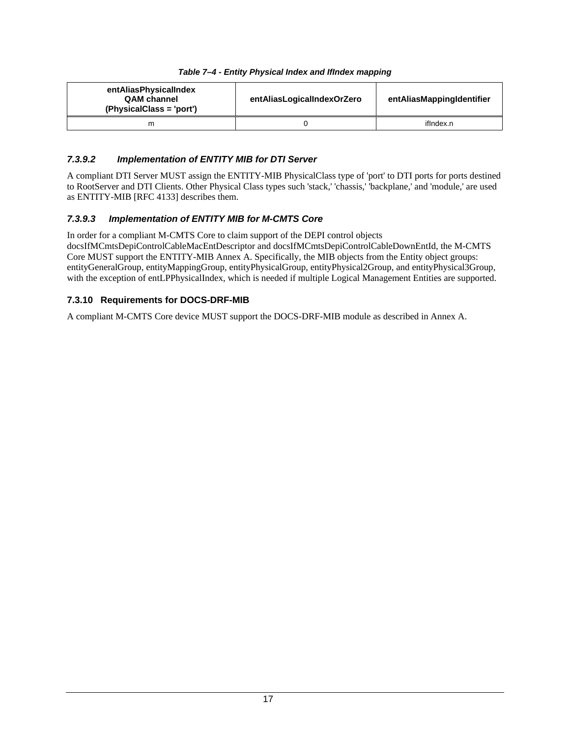*Table 7–4 - Entity Physical Index and IfIndex mapping*

| entAliasPhysicalIndex QAM channel (PhysicalClass = 'port') | entAliasLogicalIndexOrZero | entAliasMappingIdentifier |
|---|---|---|
| m | 0 | ifIndex.n |

#### *7.3.9.2 Implementation of ENTITY MIB for DTI Server*

A compliant DTI Server MUST assign the ENTITY-MIB PhysicalClass type of 'port' to DTI ports for ports destined to RootServer and DTI Clients. Other Physical Class types such 'stack,' 'chassis,' 'backplane,' and 'module,' are used as ENTITY-MIB [RFC 4133] describes them.

#### *7.3.9.3 Implementation of ENTITY MIB for M-CMTS Core*

In order for a compliant M-CMTS Core to claim support of the DEPI control objects docsIfMCmtsDepiControlCableMacEntDescriptor and docsIfMCmtsDepiControlCableDownEntId, the M-CMTS Core MUST support the ENTITY-MIB Annex A. Specifically, the MIB objects from the Entity object groups: entityGeneralGroup, entityMappingGroup, entityPhysicalGroup, entityPhysical2Group, and entityPhysical3Group, with the exception of entLPPhysicalIndex, which is needed if multiple Logical Management Entities are supported.

### 7.3.10 Requirements for DOCS-DRF-MIB

A compliant M-CMTS Core device MUST support the DOCS-DRF-MIB module as described in Annex A.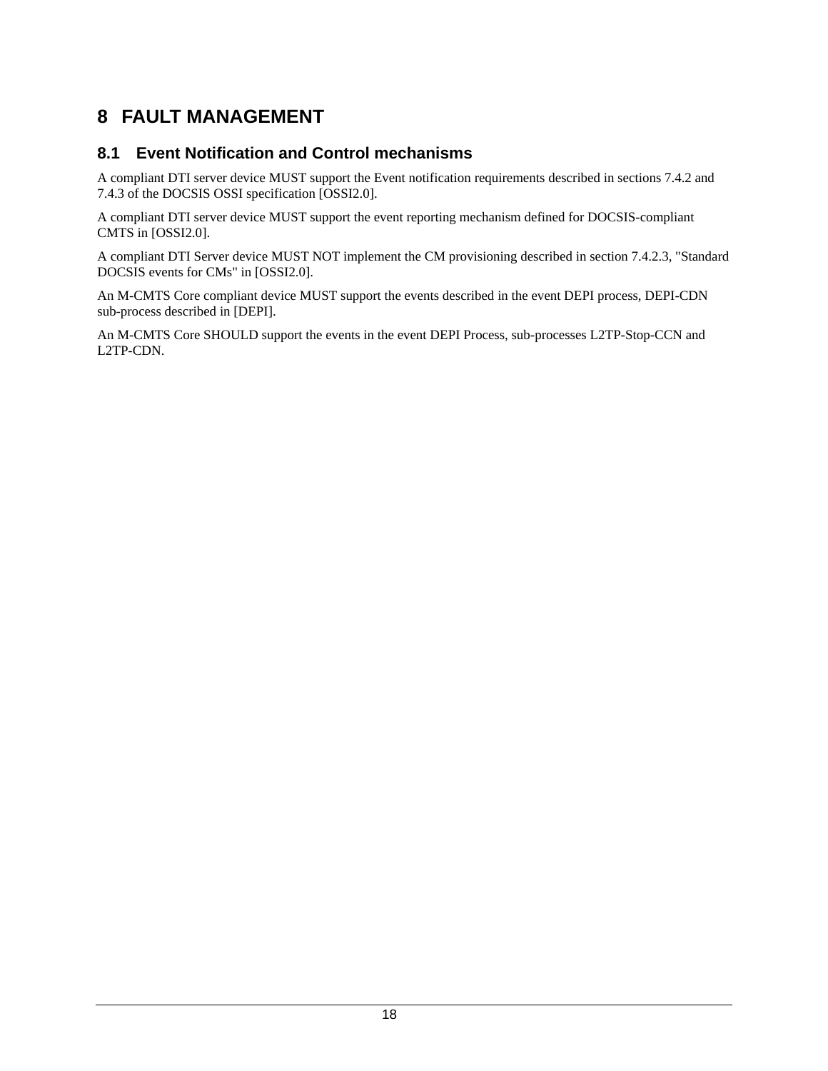# 8 FAULT MANAGEMENT

## 8.1 Event Notification and Control mechanisms

A compliant DTI server device MUST support the Event notification requirements described in sections 7.4.2 and 7.4.3 of the DOCSIS OSSI specification [OSSI2.0].

A compliant DTI server device MUST support the event reporting mechanism defined for DOCSIS-compliant CMTS in [OSSI2.0].

A compliant DTI Server device MUST NOT implement the CM provisioning described in section 7.4.2.3, "Standard DOCSIS events for CMs" in [OSSI2.0].

An M-CMTS Core compliant device MUST support the events described in the event DEPI process, DEPI-CDN sub-process described in [DEPI].

An M-CMTS Core SHOULD support the events in the event DEPI Process, sub-processes L2TP-Stop-CCN and L2TP-CDN.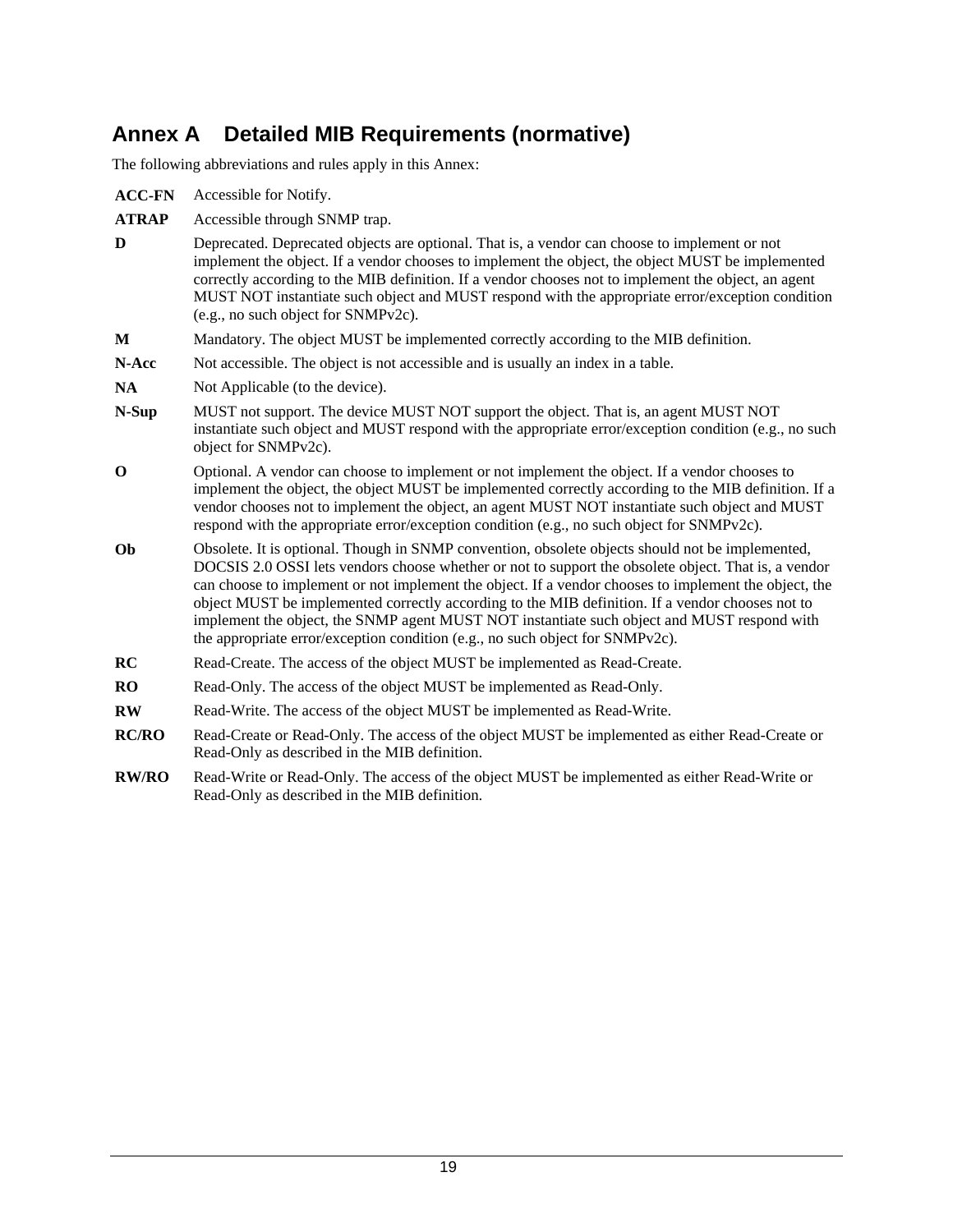# Annex A Detailed MIB Requirements (normative)

The following abbreviations and rules apply in this Annex:

**ACC-FN** Accessible for Notify.

**ATRAP** Accessible through SNMP trap.

**D** Deprecated. Deprecated objects are optional. That is, a vendor can choose to implement or not implement the object. If a vendor chooses to implement the object, the object MUST be implemented correctly according to the MIB definition. If a vendor chooses not to implement the object, an agent MUST NOT instantiate such object and MUST respond with the appropriate error/exception condition (e.g., no such object for SNMPv2c).

**M** Mandatory. The object MUST be implemented correctly according to the MIB definition.

**N-Acc** Not accessible. The object is not accessible and is usually an index in a table.

**NA** Not Applicable (to the device).

**N-Sup** MUST not support. The device MUST NOT support the object. That is, an agent MUST NOT instantiate such object and MUST respond with the appropriate error/exception condition (e.g., no such object for SNMPv2c).

**O** Optional. A vendor can choose to implement or not implement the object. If a vendor chooses to implement the object, the object MUST be implemented correctly according to the MIB definition. If a vendor chooses not to implement the object, an agent MUST NOT instantiate such object and MUST respond with the appropriate error/exception condition (e.g., no such object for SNMPv2c).

**Ob** Obsolete. It is optional. Though in SNMP convention, obsolete objects should not be implemented, DOCSIS 2.0 OSSI lets vendors choose whether or not to support the obsolete object. That is, a vendor can choose to implement or not implement the object. If a vendor chooses to implement the object, the object MUST be implemented correctly according to the MIB definition. If a vendor chooses not to implement the object, the SNMP agent MUST NOT instantiate such object and MUST respond with the appropriate error/exception condition (e.g., no such object for SNMPv2c).

**RC** Read-Create. The access of the object MUST be implemented as Read-Create.

**RO** Read-Only. The access of the object MUST be implemented as Read-Only.

**RW** Read-Write. The access of the object MUST be implemented as Read-Write.

**RC/RO** Read-Create or Read-Only. The access of the object MUST be implemented as either Read-Create or Read-Only as described in the MIB definition.

**RW/RO** Read-Write or Read-Only. The access of the object MUST be implemented as either Read-Write or Read-Only as described in the MIB definition.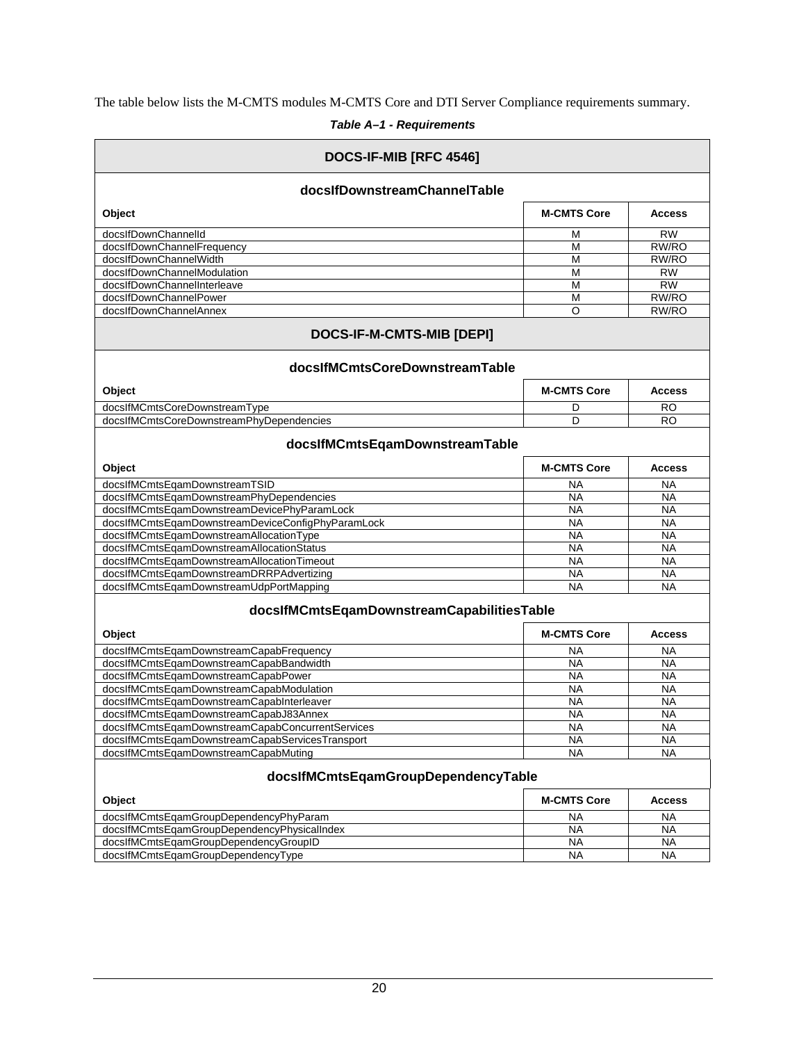The table below lists the M-CMTS modules M-CMTS Core and DTI Server Compliance requirements summary.

***Table A–1 - Requirements***

| **DOCS-IF-MIB [RFC 4546]** | | |
|---|---|---|
| **docsIfDownstreamChannelTable** | | |
| **Object** | **M-CMTS Core** | **Access** |
| docsIfDownChannelId | M | RW |
| docsIfDownChannelFrequency | M | RW/RO |
| docsIfDownChannelWidth | M | RW/RO |
| docsIfDownChannelModulation | M | RW |
| docsIfDownChannelInterleave | M | RW |
| docsIfDownChannelPower | M | RW/RO |
| docsIfDownChannelAnnex | O | RW/RO |
| **DOCS-IF-M-CMTS-MIB [DEPI]** | | |
| **docsIfMCmtsCoreDownstreamTable** | | |
| **Object** | **M-CMTS Core** | **Access** |
| docsIfMCmtsCoreDownstreamType | D | RO |
| docsIfMCmtsCoreDownstreamPhyDependencies | D | RO |
| **docsIfMCmtsEqamDownstreamTable** | | |
| **Object** | **M-CMTS Core** | **Access** |
| docsIfMCmtsEqamDownstreamTSID | NA | NA |
| docsIfMCmtsEqamDownstreamPhyDependencies | NA | NA |
| docsIfMCmtsEqamDownstreamDevicePhyParamLock | NA | NA |
| docsIfMCmtsEqamDownstreamDeviceConfigPhyParamLock | NA | NA |
| docsIfMCmtsEqamDownstreamAllocationType | NA | NA |
| docsIfMCmtsEqamDownstreamAllocationStatus | NA | NA |
| docsIfMCmtsEqamDownstreamAllocationTimeout | NA | NA |
| docsIfMCmtsEqamDownstreamDRRPAdvertizing | NA | NA |
| docsIfMCmtsEqamDownstreamUdpPortMapping | NA | NA |
| **docsIfMCmtsEqamDownstreamCapabilitiesTable** | | |
| **Object** | **M-CMTS Core** | **Access** |
| docsIfMCmtsEqamDownstreamCapabFrequency | NA | NA |
| docsIfMCmtsEqamDownstreamCapabBandwidth | NA | NA |
| docsIfMCmtsEqamDownstreamCapabPower | NA | NA |
| docsIfMCmtsEqamDownstreamCapabModulation | NA | NA |
| docsIfMCmtsEqamDownstreamCapabInterleaver | NA | NA |
| docsIfMCmtsEqamDownstreamCapabJ83Annex | NA | NA |
| docsIfMCmtsEqamDownstreamCapabConcurrentServices | NA | NA |
| docsIfMCmtsEqamDownstreamCapabServicesTransport | NA | NA |
| docsIfMCmtsEqamDownstreamCapabMuting | NA | NA |
| **docsIfMCmtsEqamGroupDependencyTable** | | |
| **Object** | **M-CMTS Core** | **Access** |
| docsIfMCmtsEqamGroupDependencyPhyParam | NA | NA |
| docsIfMCmtsEqamGroupDependencyPhysicalIndex | NA | NA |
| docsIfMCmtsEqamGroupDependencyGroupID | NA | NA |
| docsIfMCmtsEqamGroupDependencyType | NA | NA |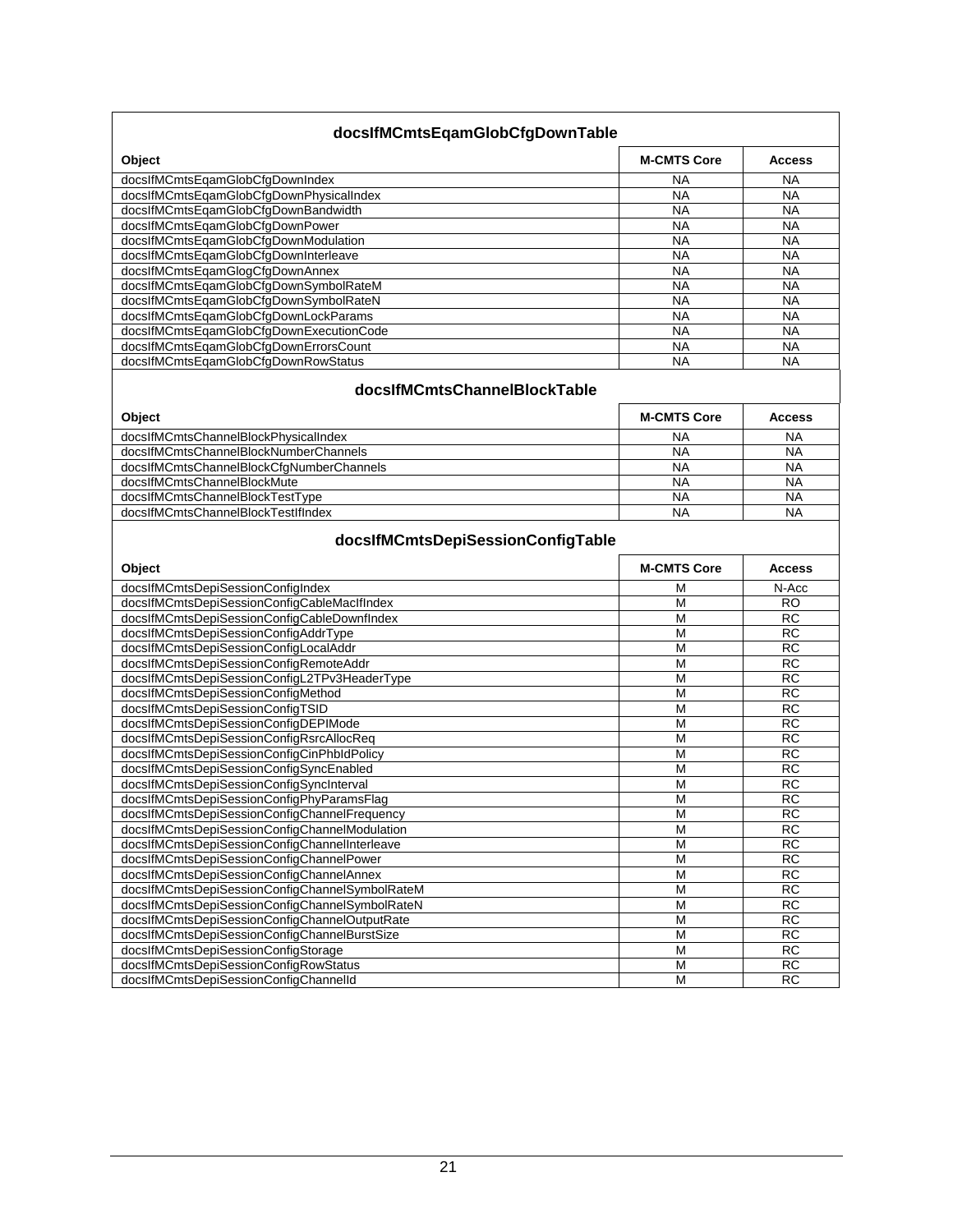**docsIfMCmtsEqamGlobCfgDownTable**

| Object | M-CMTS Core | Access |
|---|---|---|
| docsIfMCmtsEqamGlobCfgDownIndex | NA | NA |
| docsIfMCmtsEqamGlobCfgDownPhysicalIndex | NA | NA |
| docsIfMCmtsEqamGlobCfgDownBandwidth | NA | NA |
| docsIfMCmtsEqamGlobCfgDownPower | NA | NA |
| docsIfMCmtsEqamGlobCfgDownModulation | NA | NA |
| docsIfMCmtsEqamGlobCfgDownInterleave | NA | NA |
| docsIfMCmtsEqamGlogCfgDownAnnex | NA | NA |
| docsIfMCmtsEqamGlobCfgDownSymbolRateM | NA | NA |
| docsIfMCmtsEqamGlobCfgDownSymbolRateN | NA | NA |
| docsIfMCmtsEqamGlobCfgDownLockParams | NA | NA |
| docsIfMCmtsEqamGlobCfgDownExecutionCode | NA | NA |
| docsIfMCmtsEqamGlobCfgDownErrorsCount | NA | NA |
| docsIfMCmtsEqamGlobCfgDownRowStatus | NA | NA |

**docsIfMCmtsChannelBlockTable**

| Object | M-CMTS Core | Access |
|---|---|---|
| docsIfMCmtsChannelBlockPhysicalIndex | NA | NA |
| docsIfMCmtsChannelBlockNumberChannels | NA | NA |
| docsIfMCmtsChannelBlockCfgNumberChannels | NA | NA |
| docsIfMCmtsChannelBlockMute | NA | NA |
| docsIfMCmtsChannelBlockTestType | NA | NA |
| docsIfMCmtsChannelBlockTestIfIndex | NA | NA |

**docsIfMCmtsDepiSessionConfigTable**

| Object | M-CMTS Core | Access |
|---|---|---|
| docsIfMCmtsDepiSessionConfigIndex | M | N-Acc |
| docsIfMCmtsDepiSessionConfigCableMacIfIndex | M | RO |
| docsIfMCmtsDepiSessionConfigCableDownfIndex | M | RC |
| docsIfMCmtsDepiSessionConfigAddrType | M | RC |
| docsIfMCmtsDepiSessionConfigLocalAddr | M | RC |
| docsIfMCmtsDepiSessionConfigRemoteAddr | M | RC |
| docsIfMCmtsDepiSessionConfigL2TPv3HeaderType | M | RC |
| docsIfMCmtsDepiSessionConfigMethod | M | RC |
| docsIfMCmtsDepiSessionConfigTSID | M | RC |
| docsIfMCmtsDepiSessionConfigDEPIMode | M | RC |
| docsIfMCmtsDepiSessionConfigRsrcAllocReq | M | RC |
| docsIfMCmtsDepiSessionConfigCinPhbIdPolicy | M | RC |
| docsIfMCmtsDepiSessionConfigSyncEnabled | M | RC |
| docsIfMCmtsDepiSessionConfigSyncInterval | M | RC |
| docsIfMCmtsDepiSessionConfigPhyParamsFlag | M | RC |
| docsIfMCmtsDepiSessionConfigChannelFrequency | M | RC |
| docsIfMCmtsDepiSessionConfigChannelModulation | M | RC |
| docsIfMCmtsDepiSessionConfigChannelInterleave | M | RC |
| docsIfMCmtsDepiSessionConfigChannelPower | M | RC |
| docsIfMCmtsDepiSessionConfigChannelAnnex | M | RC |
| docsIfMCmtsDepiSessionConfigChannelSymbolRateM | M | RC |
| docsIfMCmtsDepiSessionConfigChannelSymbolRateN | M | RC |
| docsIfMCmtsDepiSessionConfigChannelOutputRate | M | RC |
| docsIfMCmtsDepiSessionConfigChannelBurstSize | M | RC |
| docsIfMCmtsDepiSessionConfigStorage | M | RC |
| docsIfMCmtsDepiSessionConfigRowStatus | M | RC |
| docsIfMCmtsDepiSessionConfigChannelId | M | RC |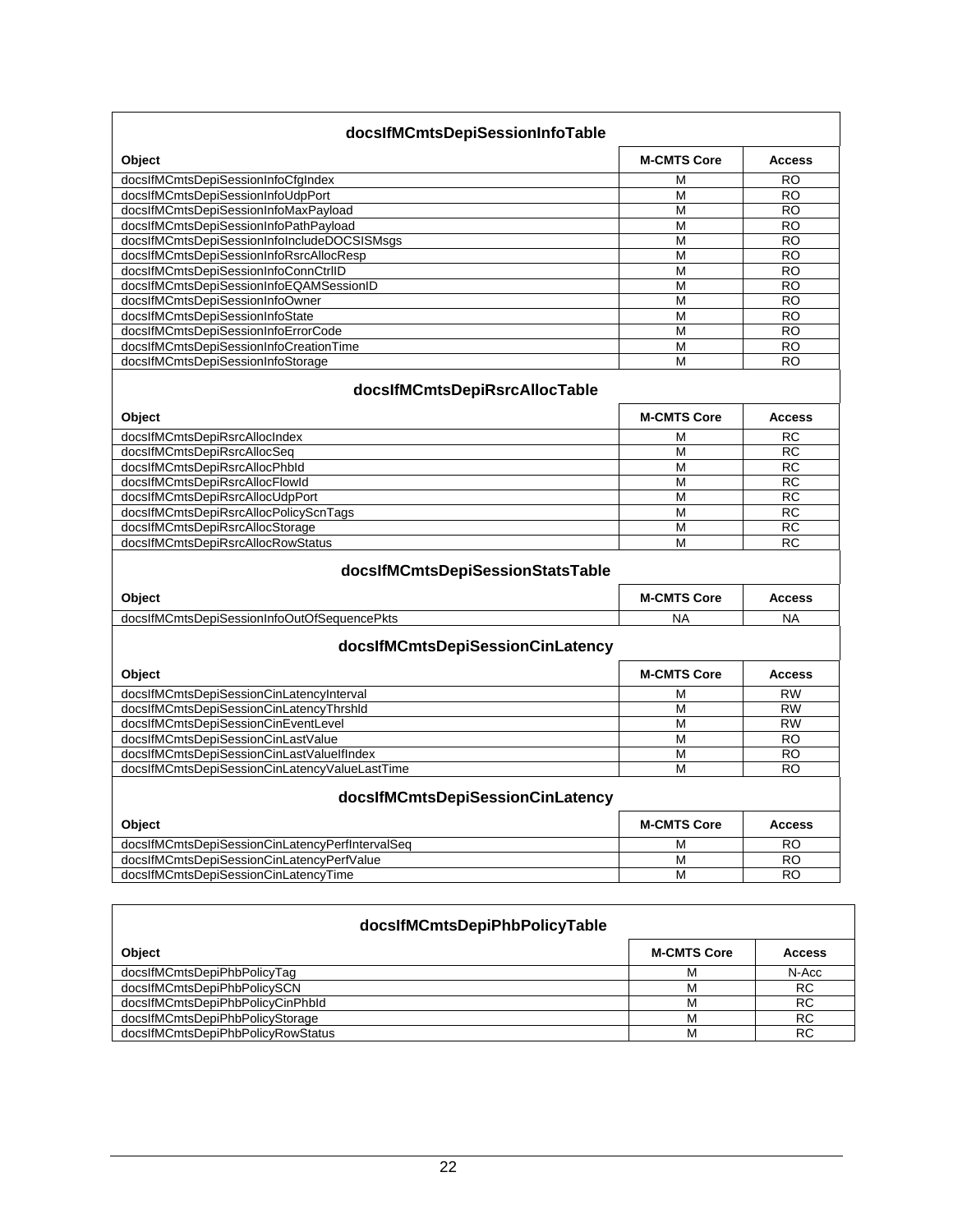| docsIfMCmtsDepiSessionInfoTable | | |
|---|---|---|
| **Object** | **M-CMTS Core** | **Access** |
| docsIfMCmtsDepiSessionInfoCfgIndex | M | RO |
| docsIfMCmtsDepiSessionInfoUdpPort | M | RO |
| docsIfMCmtsDepiSessionInfoMaxPayload | M | RO |
| docsIfMCmtsDepiSessionInfoPathPayload | M | RO |
| docsIfMCmtsDepiSessionInfoIncludeDOCSISMsgs | M | RO |
| docsIfMCmtsDepiSessionInfoRsrcAllocResp | M | RO |
| docsIfMCmtsDepiSessionInfoConnCtrlID | M | RO |
| docsIfMCmtsDepiSessionInfoEQAMSessionID | M | RO |
| docsIfMCmtsDepiSessionInfoOwner | M | RO |
| docsIfMCmtsDepiSessionInfoState | M | RO |
| docsIfMCmtsDepiSessionInfoErrorCode | M | RO |
| docsIfMCmtsDepiSessionInfoCreationTime | M | RO |
| docsIfMCmtsDepiSessionInfoStorage | M | RO |

| docsIfMCmtsDepiRsrcAllocTable | | |
|---|---|---|
| **Object** | **M-CMTS Core** | **Access** |
| docsIfMCmtsDepiRsrcAllocIndex | M | RC |
| docsIfMCmtsDepiRsrcAllocSeq | M | RC |
| docsIfMCmtsDepiRsrcAllocPhbId | M | RC |
| docsIfMCmtsDepiRsrcAllocFlowId | M | RC |
| docsIfMCmtsDepiRsrcAllocUdpPort | M | RC |
| docsIfMCmtsDepiRsrcAllocPolicyScnTags | M | RC |
| docsIfMCmtsDepiRsrcAllocStorage | M | RC |
| docsIfMCmtsDepiRsrcAllocRowStatus | M | RC |

| docsIfMCmtsDepiSessionStatsTable | | |
|---|---|---|
| **Object** | **M-CMTS Core** | **Access** |
| docsIfMCmtsDepiSessionInfoOutOfSequencePkts | NA | NA |

| docsIfMCmtsDepiSessionCinLatency | | |
|---|---|---|
| **Object** | **M-CMTS Core** | **Access** |
| docsIfMCmtsDepiSessionCinLatencyInterval | M | RW |
| docsIfMCmtsDepiSessionCinLatencyThrshld | M | RW |
| docsIfMCmtsDepiSessionCinEventLevel | M | RW |
| docsIfMCmtsDepiSessionCinLastValue | M | RO |
| docsIfMCmtsDepiSessionCinLastValueIfIndex | M | RO |
| docsIfMCmtsDepiSessionCinLatencyValueLastTime | M | RO |

| docsIfMCmtsDepiSessionCinLatency | | |
|---|---|---|
| **Object** | **M-CMTS Core** | **Access** |
| docsIfMCmtsDepiSessionCinLatencyPerfIntervalSeq | M | RO |
| docsIfMCmtsDepiSessionCinLatencyPerfValue | M | RO |
| docsIfMCmtsDepiSessionCinLatencyTime | M | RO |

| docsIfMCmtsDepiPhbPolicyTable | | |
|---|---|---|
| **Object** | **M-CMTS Core** | **Access** |
| docsIfMCmtsDepiPhbPolicyTag | M | N-Acc |
| docsIfMCmtsDepiPhbPolicySCN | M | RC |
| docsIfMCmtsDepiPhbPolicyCinPhbId | M | RC |
| docsIfMCmtsDepiPhbPolicyStorage | M | RC |
| docsIfMCmtsDepiPhbPolicyRowStatus | M | RC |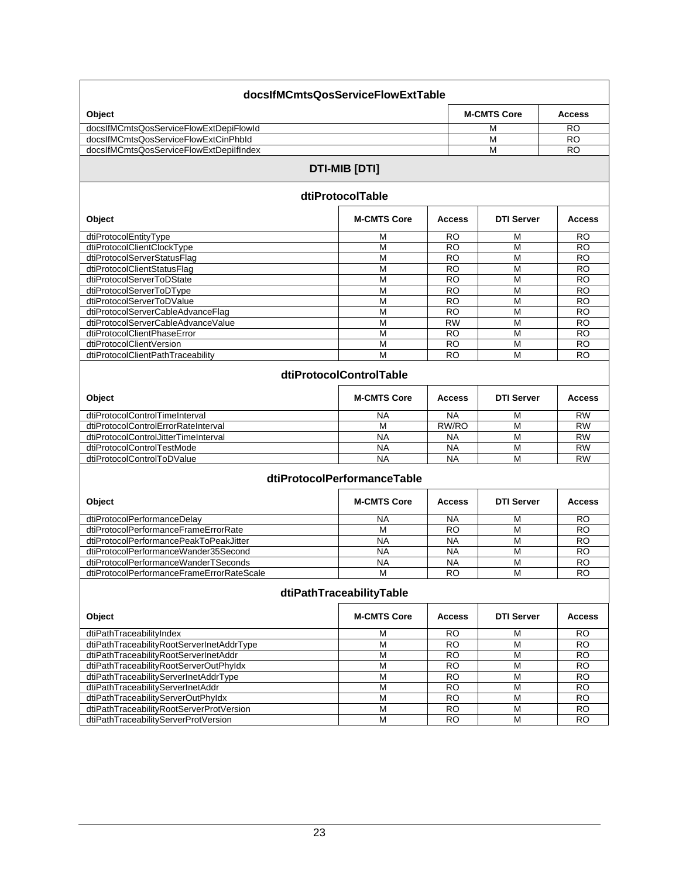### docsIfMCmtsQosServiceFlowExtTable

| Object | M-CMTS Core | Access |
|---|---|---|
| docsIfMCmtsQosServiceFlowExtDepiFlowId | M | RO |
| docsIfMCmtsQosServiceFlowExtCinPhbId | M | RO |
| docsIfMCmtsQosServiceFlowExtDepiIfIndex | M | RO |

## DTI-MIB [DTI]

### dtiProtocolTable

| Object | M-CMTS Core | Access | DTI Server | Access |
|---|---|---|---|---|
| dtiProtocolEntityType | M | RO | M | RO |
| dtiProtocolClientClockType | M | RO | M | RO |
| dtiProtocolServerStatusFlag | M | RO | M | RO |
| dtiProtocolClientStatusFlag | M | RO | M | RO |
| dtiProtocolServerToDState | M | RO | M | RO |
| dtiProtocolServerToDType | M | RO | M | RO |
| dtiProtocolServerToDValue | M | RO | M | RO |
| dtiProtocolServerCableAdvanceFlag | M | RO | M | RO |
| dtiProtocolServerCableAdvanceValue | M | RW | M | RO |
| dtiProtocolClientPhaseError | M | RO | M | RO |
| dtiProtocolClientVersion | M | RO | M | RO |
| dtiProtocolClientPathTraceability | M | RO | M | RO |

### dtiProtocolControlTable

| Object | M-CMTS Core | Access | DTI Server | Access |
|---|---|---|---|---|
| dtiProtocolControlTimeInterval | NA | NA | M | RW |
| dtiProtocolControlErrorRateInterval | M | RW/RO | M | RW |
| dtiProtocolControlJitterTimeInterval | NA | NA | M | RW |
| dtiProtocolControlTestMode | NA | NA | M | RW |
| dtiProtocolControlToDValue | NA | NA | M | RW |

### dtiProtocolPerformanceTable

| Object | M-CMTS Core | Access | DTI Server | Access |
|---|---|---|---|---|
| dtiProtocolPerformanceDelay | NA | NA | M | RO |
| dtiProtocolPerformanceFrameErrorRate | M | RO | M | RO |
| dtiProtocolPerformancePeakToPeakJitter | NA | NA | M | RO |
| dtiProtocolPerformanceWander35Second | NA | NA | M | RO |
| dtiProtocolPerformanceWanderTSeconds | NA | NA | M | RO |
| dtiProtocolPerformanceFrameErrorRateScale | M | RO | M | RO |

### dtiPathTraceabilityTable

| Object | M-CMTS Core | Access | DTI Server | Access |
|---|---|---|---|---|
| dtiPathTraceabilityIndex | M | RO | M | RO |
| dtiPathTraceabilityRootServerInetAddrType | M | RO | M | RO |
| dtiPathTraceabilityRootServerInetAddr | M | RO | M | RO |
| dtiPathTraceabilityRootServerOutPhyIdx | M | RO | M | RO |
| dtiPathTraceabilityServerInetAddrType | M | RO | M | RO |
| dtiPathTraceabilityServerInetAddr | M | RO | M | RO |
| dtiPathTraceabilityServerOutPhyIdx | M | RO | M | RO |
| dtiPathTraceabilityRootServerProtVersion | M | RO | M | RO |
| dtiPathTraceabilityServerProtVersion | M | RO | M | RO |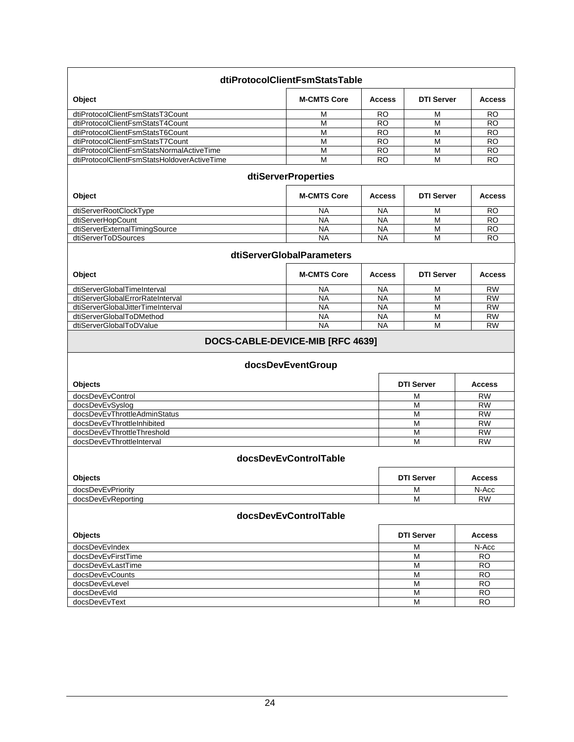**dtiProtocolClientFsmStatsTable**

| Object | M-CMTS Core | Access | DTI Server | Access |
|---|---|---|---|---|
| dtiProtocolClientFsmStatsT3Count | M | RO | M | RO |
| dtiProtocolClientFsmStatsT4Count | M | RO | M | RO |
| dtiProtocolClientFsmStatsT6Count | M | RO | M | RO |
| dtiProtocolClientFsmStatsT7Count | M | RO | M | RO |
| dtiProtocolClientFsmStatsNormalActiveTime | M | RO | M | RO |
| dtiProtocolClientFsmStatsHoldoverActiveTime | M | RO | M | RO |

**dtiServerProperties**

| Object | M-CMTS Core | Access | DTI Server | Access |
|---|---|---|---|---|
| dtiServerRootClockType | NA | NA | M | RO |
| dtiServerHopCount | NA | NA | M | RO |
| dtiServerExternalTimingSource | NA | NA | M | RO |
| dtiServerToDSources | NA | NA | M | RO |

**dtiServerGlobalParameters**

| Object | M-CMTS Core | Access | DTI Server | Access |
|---|---|---|---|---|
| dtiServerGlobalTimeInterval | NA | NA | M | RW |
| dtiServerGlobalErrorRateInterval | NA | NA | M | RW |
| dtiServerGlobalJitterTimeInterval | NA | NA | M | RW |
| dtiServerGlobalToDMethod | NA | NA | M | RW |
| dtiServerGlobalToDValue | NA | NA | M | RW |

**DOCS-CABLE-DEVICE-MIB [RFC 4639]**

**docsDevEventGroup**

| Objects | DTI Server | Access |
|---|---|---|
| docsDevEvControl | M | RW |
| docsDevEvSyslog | M | RW |
| docsDevEvThrottleAdminStatus | M | RW |
| docsDevEvThrottleInhibited | M | RW |
| docsDevEvThrottleThreshold | M | RW |
| docsDevEvThrottleInterval | M | RW |

**docsDevEvControlTable**

| Objects | DTI Server | Access |
|---|---|---|
| docsDevEvPriority | M | N-Acc |
| docsDevEvReporting | M | RW |

**docsDevEvControlTable**

| Objects | DTI Server | Access |
|---|---|---|
| docsDevEvIndex | M | N-Acc |
| docsDevEvFirstTime | M | RO |
| docsDevEvLastTime | M | RO |
| docsDevEvCounts | M | RO |
| docsDevEvLevel | M | RO |
| docsDevEvId | M | RO |
| docsDevEvText | M | RO |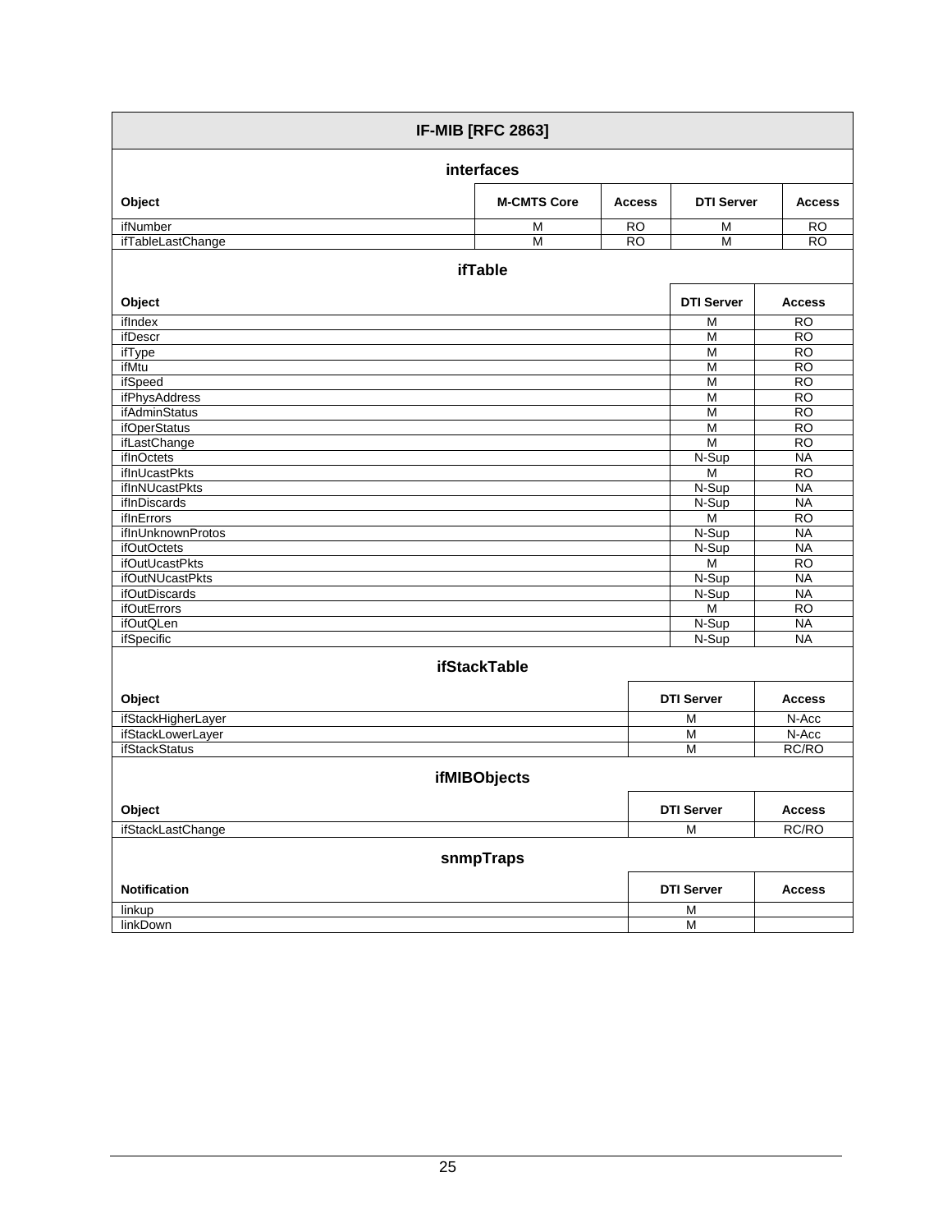**IF-MIB [RFC 2863]**

**interfaces**

| Object | M-CMTS Core | Access | DTI Server | Access |
|---|---|---|---|---|
| ifNumber | M | RO | M | RO |
| ifTableLastChange | M | RO | M | RO |

**ifTable**

| Object | DTI Server | Access |
|---|---|---|
| ifIndex | M | RO |
| ifDescr | M | RO |
| ifType | M | RO |
| ifMtu | M | RO |
| ifSpeed | M | RO |
| ifPhysAddress | M | RO |
| ifAdminStatus | M | RO |
| ifOperStatus | M | RO |
| ifLastChange | M | RO |
| ifInOctets | N-Sup | NA |
| ifInUcastPkts | M | RO |
| ifInNUcastPkts | N-Sup | NA |
| ifInDiscards | N-Sup | NA |
| ifInErrors | M | RO |
| ifInUnknownProtos | N-Sup | NA |
| ifOutOctets | N-Sup | NA |
| ifOutUcastPkts | M | RO |
| ifOutNUcastPkts | N-Sup | NA |
| ifOutDiscards | N-Sup | NA |
| ifOutErrors | M | RO |
| ifOutQLen | N-Sup | NA |
| ifSpecific | N-Sup | NA |

**ifStackTable**

| Object | DTI Server | Access |
|---|---|---|
| ifStackHigherLayer | M | N-Acc |
| ifStackLowerLayer | M | N-Acc |
| ifStackStatus | M | RC/RO |

**ifMIBObjects**

| Object | DTI Server | Access |
|---|---|---|
| ifStackLastChange | M | RC/RO |

**snmpTraps**

| Notification | DTI Server | Access |
|---|---|---|
| linkup | M | |
| linkDown | M | |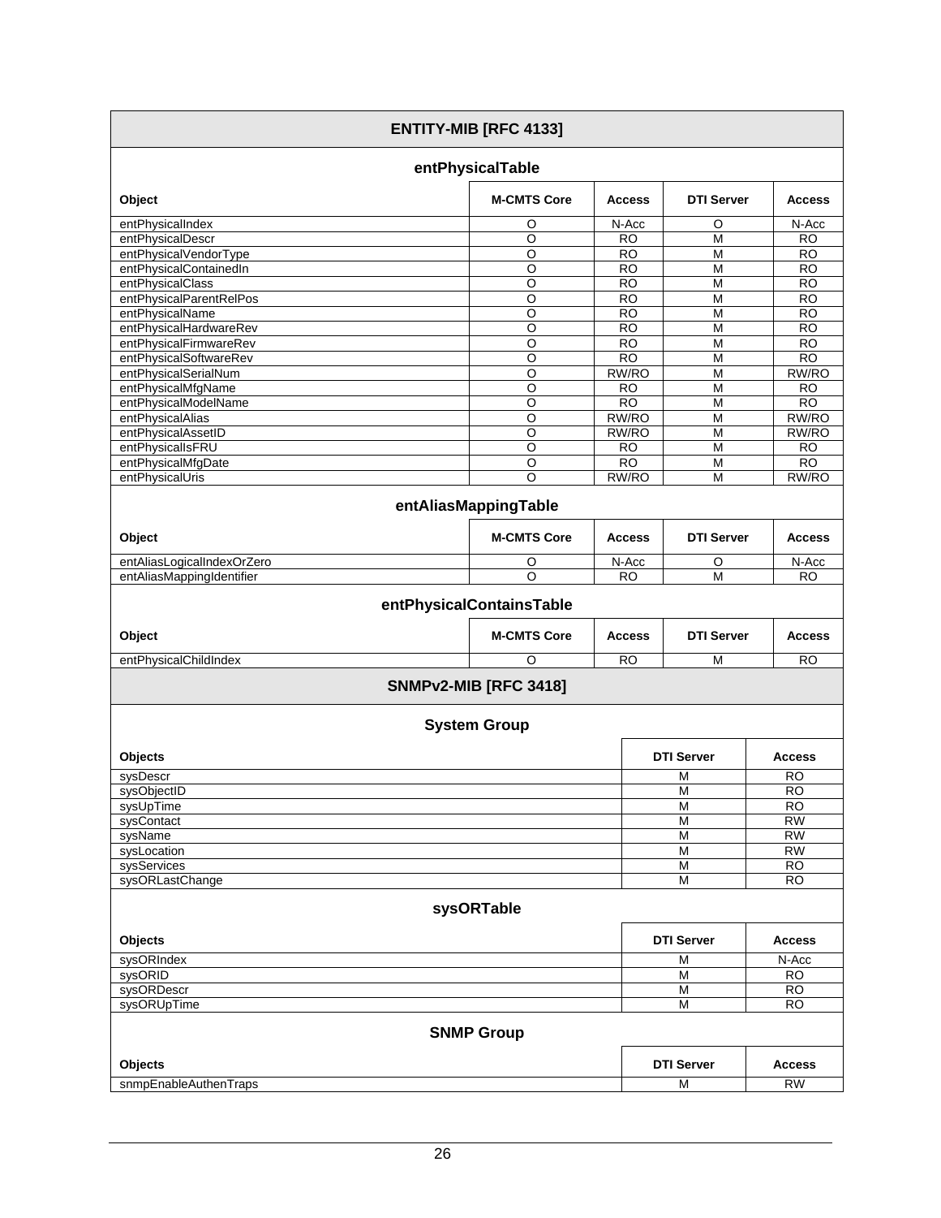## ENTITY-MIB [RFC 4133]

### entPhysicalTable

| Object | M-CMTS Core | Access | DTI Server | Access |
|---|---|---|---|---|
| entPhysicalIndex | O | N-Acc | O | N-Acc |
| entPhysicalDescr | O | RO | M | RO |
| entPhysicalVendorType | O | RO | M | RO |
| entPhysicalContainedIn | O | RO | M | RO |
| entPhysicalClass | O | RO | M | RO |
| entPhysicalParentRelPos | O | RO | M | RO |
| entPhysicalName | O | RO | M | RO |
| entPhysicalHardwareRev | O | RO | M | RO |
| entPhysicalFirmwareRev | O | RO | M | RO |
| entPhysicalSoftwareRev | O | RO | M | RO |
| entPhysicalSerialNum | O | RW/RO | M | RW/RO |
| entPhysicalMfgName | O | RO | M | RO |
| entPhysicalModelName | O | RO | M | RO |
| entPhysicalAlias | O | RW/RO | M | RW/RO |
| entPhysicalAssetID | O | RW/RO | M | RW/RO |
| entPhysicalIsFRU | O | RO | M | RO |
| entPhysicalMfgDate | O | RO | M | RO |
| entPhysicalUris | O | RW/RO | M | RW/RO |

### entAliasMappingTable

| Object | M-CMTS Core | Access | DTI Server | Access |
|---|---|---|---|---|
| entAliasLogicalIndexOrZero | O | N-Acc | O | N-Acc |
| entAliasMappingIdentifier | O | RO | M | RO |

### entPhysicalContainsTable

| Object | M-CMTS Core | Access | DTI Server | Access |
|---|---|---|---|---|
| entPhysicalChildIndex | O | RO | M | RO |

## SNMPv2-MIB [RFC 3418]

### System Group

| Objects | DTI Server | Access |
|---|---|---|
| sysDescr | M | RO |
| sysObjectID | M | RO |
| sysUpTime | M | RO |
| sysContact | M | RW |
| sysName | M | RW |
| sysLocation | M | RW |
| sysServices | M | RO |
| sysORLastChange | M | RO |

### sysORTable

| Objects | DTI Server | Access |
|---|---|---|
| sysORIndex | M | N-Acc |
| sysORID | M | RO |
| sysORDescr | M | RO |
| sysORUpTime | M | RO |

### SNMP Group

| Objects | DTI Server | Access |
|---|---|---|
| snmpEnableAuthenTraps | M | RW |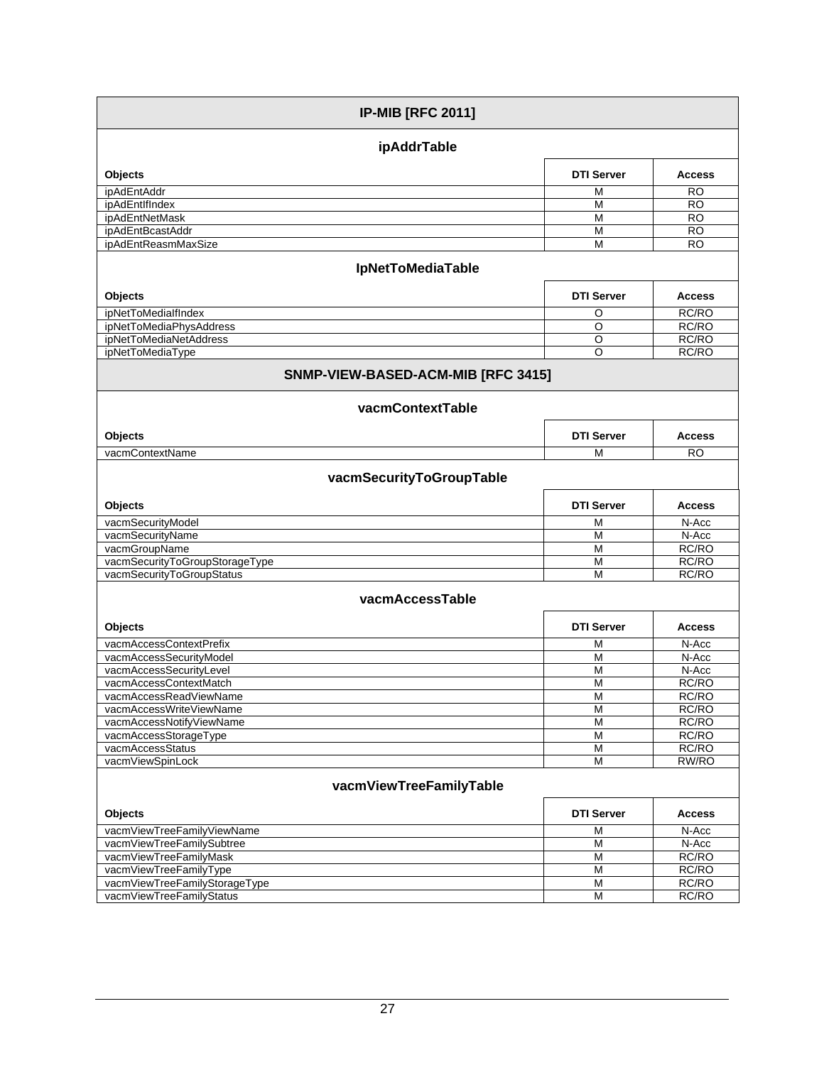## IP-MIB [RFC 2011]

### ipAddrTable

| Objects | DTI Server | Access |
|---|---|---|
| ipAdEntAddr | M | RO |
| ipAdEntIfIndex | M | RO |
| ipAdEntNetMask | M | RO |
| ipAdEntBcastAddr | M | RO |
| ipAdEntReasmMaxSize | M | RO |

### IpNetToMediaTable

| Objects | DTI Server | Access |
|---|---|---|
| ipNetToMediaIfIndex | O | RC/RO |
| ipNetToMediaPhysAddress | O | RC/RO |
| ipNetToMediaNetAddress | O | RC/RO |
| ipNetToMediaType | O | RC/RO |

## SNMP-VIEW-BASED-ACM-MIB [RFC 3415]

### vacmContextTable

| Objects | DTI Server | Access |
|---|---|---|
| vacmContextName | M | RO |

### vacmSecurityToGroupTable

| Objects | DTI Server | Access |
|---|---|---|
| vacmSecurityModel | M | N-Acc |
| vacmSecurityName | M | N-Acc |
| vacmGroupName | M | RC/RO |
| vacmSecurityToGroupStorageType | M | RC/RO |
| vacmSecurityToGroupStatus | M | RC/RO |

### vacmAccessTable

| Objects | DTI Server | Access |
|---|---|---|
| vacmAccessContextPrefix | M | N-Acc |
| vacmAccessSecurityModel | M | N-Acc |
| vacmAccessSecurityLevel | M | N-Acc |
| vacmAccessContextMatch | M | RC/RO |
| vacmAccessReadViewName | M | RC/RO |
| vacmAccessWriteViewName | M | RC/RO |
| vacmAccessNotifyViewName | M | RC/RO |
| vacmAccessStorageType | M | RC/RO |
| vacmAccessStatus | M | RC/RO |
| vacmViewSpinLock | M | RW/RO |

### vacmViewTreeFamilyTable

| Objects | DTI Server | Access |
|---|---|---|
| vacmViewTreeFamilyViewName | M | N-Acc |
| vacmViewTreeFamilySubtree | M | N-Acc |
| vacmViewTreeFamilyMask | M | RC/RO |
| vacmViewTreeFamilyType | M | RC/RO |
| vacmViewTreeFamilyStorageType | M | RC/RO |
| vacmViewTreeFamilyStatus | M | RC/RO |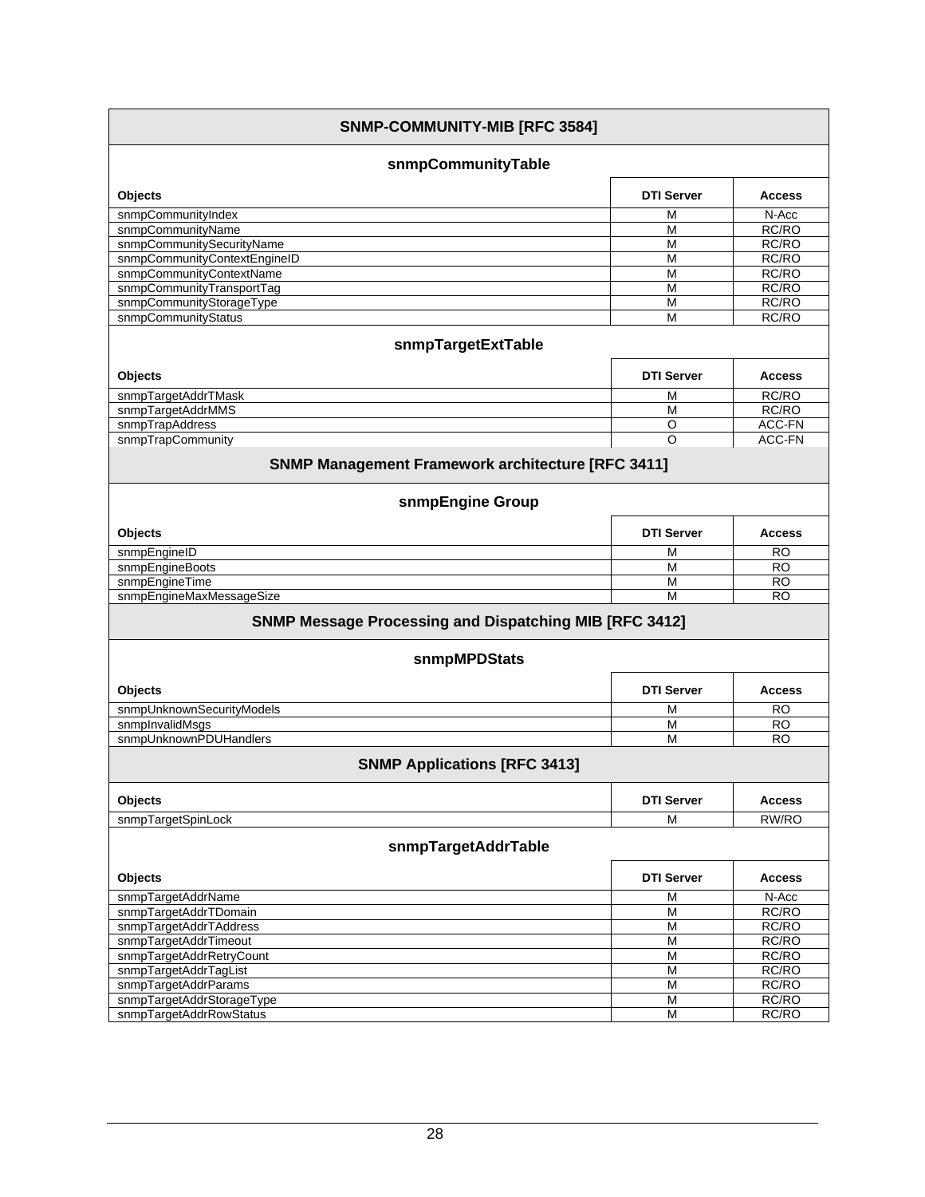## SNMP-COMMUNITY-MIB [RFC 3584]

### snmpCommunityTable

| Objects | DTI Server | Access |
|---|---|---|
| snmpCommunityIndex | M | N-Acc |
| snmpCommunityName | M | RC/RO |
| snmpCommunitySecurityName | M | RC/RO |
| snmpCommunityContextEngineID | M | RC/RO |
| snmpCommunityContextName | M | RC/RO |
| snmpCommunityTransportTag | M | RC/RO |
| snmpCommunityStorageType | M | RC/RO |
| snmpCommunityStatus | M | RC/RO |

### snmpTargetExtTable

| Objects | DTI Server | Access |
|---|---|---|
| snmpTargetAddrTMask | M | RC/RO |
| snmpTargetAddrMMS | M | RC/RO |
| snmpTrapAddress | O | ACC-FN |
| snmpTrapCommunity | O | ACC-FN |

## SNMP Management Framework architecture [RFC 3411]

### snmpEngine Group

| Objects | DTI Server | Access |
|---|---|---|
| snmpEngineID | M | RO |
| snmpEngineBoots | M | RO |
| snmpEngineTime | M | RO |
| snmpEngineMaxMessageSize | M | RO |

## SNMP Message Processing and Dispatching MIB [RFC 3412]

### snmpMPDStats

| Objects | DTI Server | Access |
|---|---|---|
| snmpUnknownSecurityModels | M | RO |
| snmpInvalidMsgs | M | RO |
| snmpUnknownPDUHandlers | M | RO |

## SNMP Applications [RFC 3413]

| Objects | DTI Server | Access |
|---|---|---|
| snmpTargetSpinLock | M | RW/RO |

### snmpTargetAddrTable

| Objects | DTI Server | Access |
|---|---|---|
| snmpTargetAddrName | M | N-Acc |
| snmpTargetAddrTDomain | M | RC/RO |
| snmpTargetAddrTAddress | M | RC/RO |
| snmpTargetAddrTimeout | M | RC/RO |
| snmpTargetAddrRetryCount | M | RC/RO |
| snmpTargetAddrTagList | M | RC/RO |
| snmpTargetAddrParams | M | RC/RO |
| snmpTargetAddrStorageType | M | RC/RO |
| snmpTargetAddrRowStatus | M | RC/RO |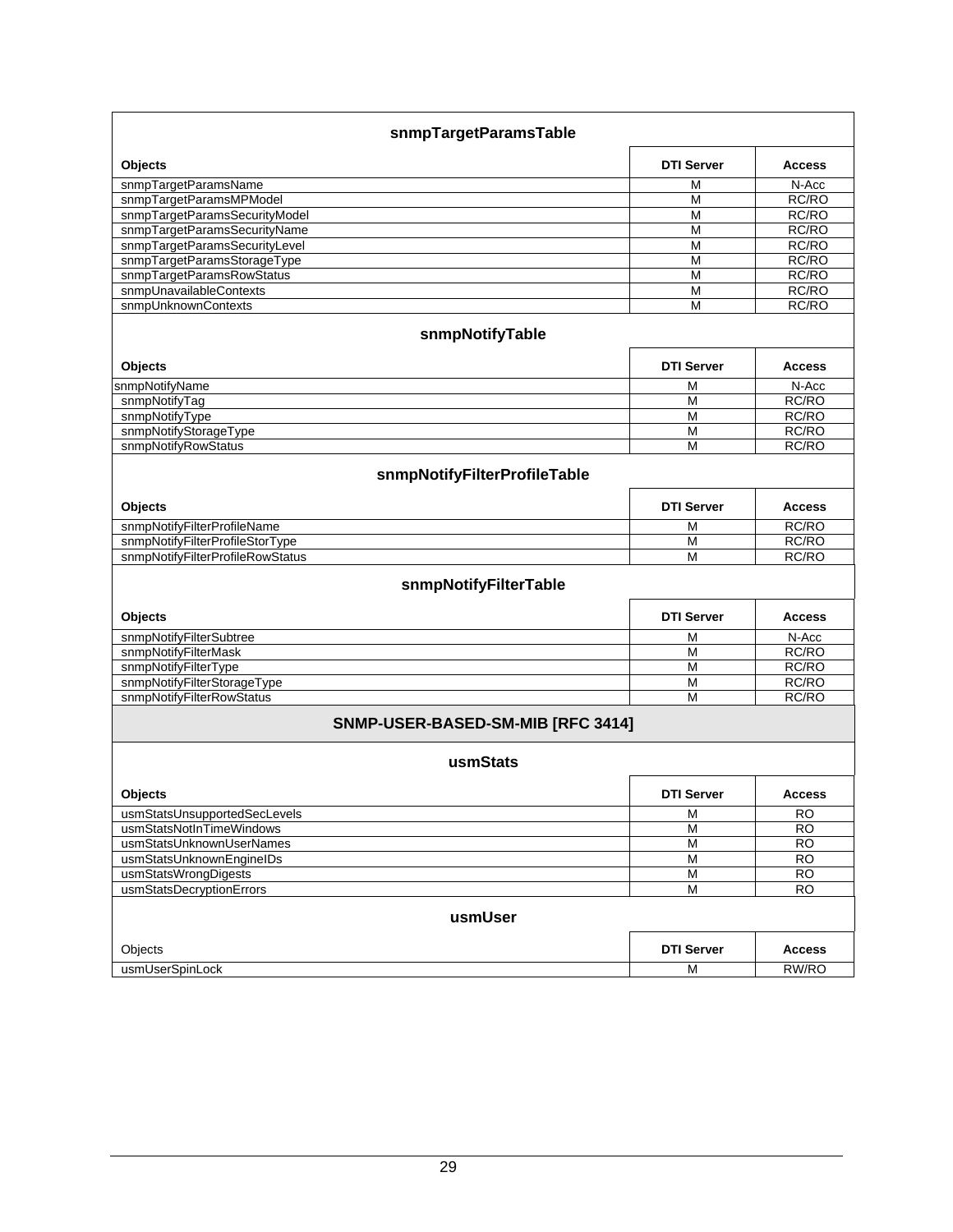### snmpTargetParamsTable

| Objects | DTI Server | Access |
| --- | --- | --- |
| snmpTargetParamsName | M | N-Acc |
| snmpTargetParamsMPModel | M | RC/RO |
| snmpTargetParamsSecurityModel | M | RC/RO |
| snmpTargetParamsSecurityName | M | RC/RO |
| snmpTargetParamsSecurityLevel | M | RC/RO |
| snmpTargetParamsStorageType | M | RC/RO |
| snmpTargetParamsRowStatus | M | RC/RO |
| snmpUnavailableContexts | M | RC/RO |
| snmpUnknownContexts | M | RC/RO |

### snmpNotifyTable

| Objects | DTI Server | Access |
| --- | --- | --- |
| snmpNotifyName | M | N-Acc |
| snmpNotifyTag | M | RC/RO |
| snmpNotifyType | M | RC/RO |
| snmpNotifyStorageType | M | RC/RO |
| snmpNotifyRowStatus | M | RC/RO |

### snmpNotifyFilterProfileTable

| Objects | DTI Server | Access |
| --- | --- | --- |
| snmpNotifyFilterProfileName | M | RC/RO |
| snmpNotifyFilterProfileStorType | M | RC/RO |
| snmpNotifyFilterProfileRowStatus | M | RC/RO |

### snmpNotifyFilterTable

| Objects | DTI Server | Access |
| --- | --- | --- |
| snmpNotifyFilterSubtree | M | N-Acc |
| snmpNotifyFilterMask | M | RC/RO |
| snmpNotifyFilterType | M | RC/RO |
| snmpNotifyFilterStorageType | M | RC/RO |
| snmpNotifyFilterRowStatus | M | RC/RO |

## SNMP-USER-BASED-SM-MIB [RFC 3414]

### usmStats

| Objects | DTI Server | Access |
| --- | --- | --- |
| usmStatsUnsupportedSecLevels | M | RO |
| usmStatsNotInTimeWindows | M | RO |
| usmStatsUnknownUserNames | M | RO |
| usmStatsUnknownEngineIDs | M | RO |
| usmStatsWrongDigests | M | RO |
| usmStatsDecryptionErrors | M | RO |

### usmUser

| Objects | DTI Server | Access |
| --- | --- | --- |
| usmUserSpinLock | M | RW/RO |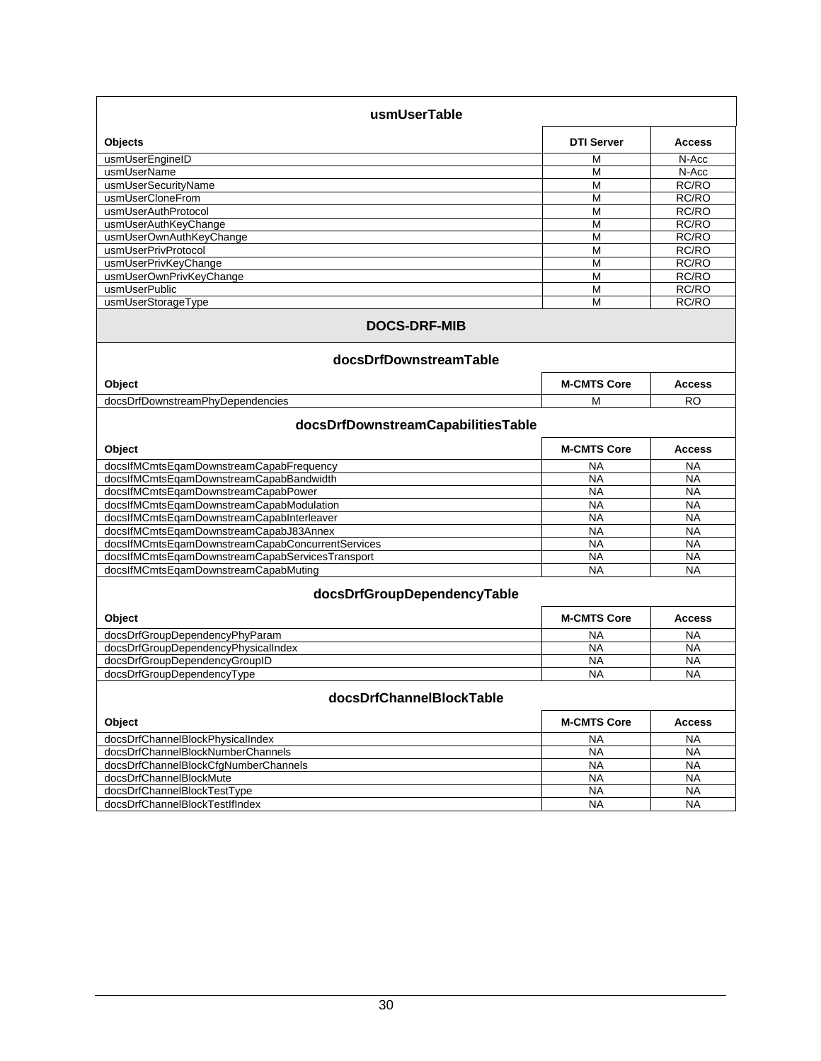| usmUserTable | | |
|---|---|---|
| **Objects** | **DTI Server** | **Access** |
| usmUserEngineID | M | N-Acc |
| usmUserName | M | N-Acc |
| usmUserSecurityName | M | RC/RO |
| usmUserCloneFrom | M | RC/RO |
| usmUserAuthProtocol | M | RC/RO |
| usmUserAuthKeyChange | M | RC/RO |
| usmUserOwnAuthKeyChange | M | RC/RO |
| usmUserPrivProtocol | M | RC/RO |
| usmUserPrivKeyChange | M | RC/RO |
| usmUserOwnPrivKeyChange | M | RC/RO |
| usmUserPublic | M | RC/RO |
| usmUserStorageType | M | RC/RO |

**DOCS-DRF-MIB**

| docsDrfDownstreamTable | | |
|---|---|---|
| **Object** | **M-CMTS Core** | **Access** |
| docsDrfDownstreamPhyDependencies | M | RO |

| docsDrfDownstreamCapabilitiesTable | | |
|---|---|---|
| **Object** | **M-CMTS Core** | **Access** |
| docsIfMCmtsEqamDownstreamCapabFrequency | NA | NA |
| docsIfMCmtsEqamDownstreamCapabBandwidth | NA | NA |
| docsIfMCmtsEqamDownstreamCapabPower | NA | NA |
| docsIfMCmtsEqamDownstreamCapabModulation | NA | NA |
| docsIfMCmtsEqamDownstreamCapabInterleaver | NA | NA |
| docsIfMCmtsEqamDownstreamCapabJ83Annex | NA | NA |
| docsIfMCmtsEqamDownstreamCapabConcurrentServices | NA | NA |
| docsIfMCmtsEqamDownstreamCapabServicesTransport | NA | NA |
| docsIfMCmtsEqamDownstreamCapabMuting | NA | NA |

| docsDrfGroupDependencyTable | | |
|---|---|---|
| **Object** | **M-CMTS Core** | **Access** |
| docsDrfGroupDependencyPhyParam | NA | NA |
| docsDrfGroupDependencyPhysicalIndex | NA | NA |
| docsDrfGroupDependencyGroupID | NA | NA |
| docsDrfGroupDependencyType | NA | NA |

| docsDrfChannelBlockTable | | |
|---|---|---|
| **Object** | **M-CMTS Core** | **Access** |
| docsDrfChannelBlockPhysicalIndex | NA | NA |
| docsDrfChannelBlockNumberChannels | NA | NA |
| docsDrfChannelBlockCfgNumberChannels | NA | NA |
| docsDrfChannelBlockMute | NA | NA |
| docsDrfChannelBlockTestType | NA | NA |
| docsDrfChannelBlockTestIfIndex | NA | NA |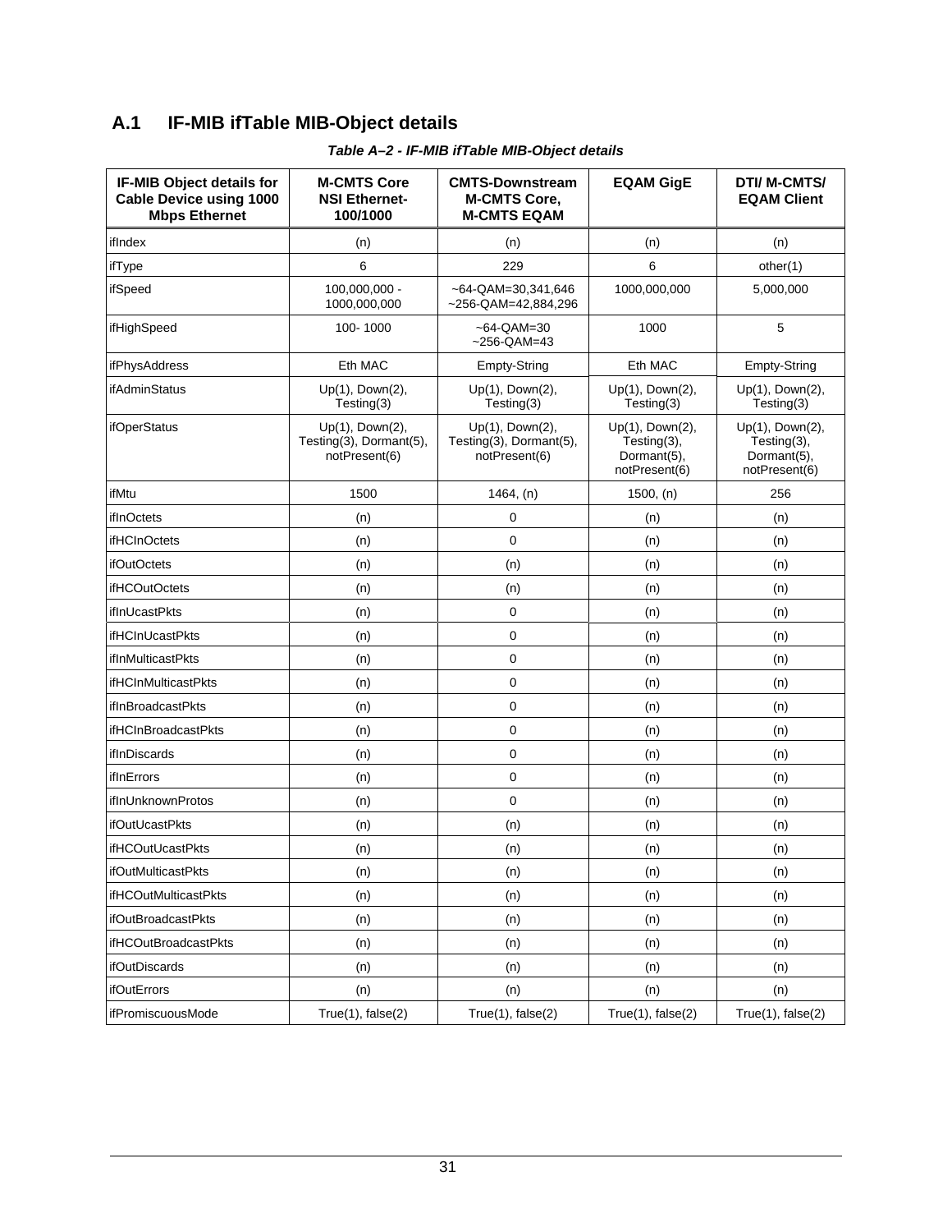## A.1 IF-MIB ifTable MIB-Object details

***Table A–2 - IF-MIB ifTable MIB-Object details***

| IF-MIB Object details for Cable Device using 1000 Mbps Ethernet | M-CMTS Core NSI Ethernet-100/1000 | CMTS-Downstream M-CMTS Core, M-CMTS EQAM | EQAM GigE | DTI/ M-CMTS/ EQAM Client |
|---|---|---|---|---|
| ifIndex | (n) | (n) | (n) | (n) |
| ifType | 6 | 229 | 6 | other(1) |
| ifSpeed | 100,000,000 - 1000,000,000 | ~64-QAM=30,341,646 ~256-QAM=42,884,296 | 1000,000,000 | 5,000,000 |
| ifHighSpeed | 100- 1000 | ~64-QAM=30 ~256-QAM=43 | 1000 | 5 |
| ifPhysAddress | Eth MAC | Empty-String | Eth MAC | Empty-String |
| ifAdminStatus | Up(1), Down(2), Testing(3) | Up(1), Down(2), Testing(3) | Up(1), Down(2), Testing(3) | Up(1), Down(2), Testing(3) |
| ifOperStatus | Up(1), Down(2), Testing(3), Dormant(5), notPresent(6) | Up(1), Down(2), Testing(3), Dormant(5), notPresent(6) | Up(1), Down(2), Testing(3), Dormant(5), notPresent(6) | Up(1), Down(2), Testing(3), Dormant(5), notPresent(6) |
| ifMtu | 1500 | 1464, (n) | 1500, (n) | 256 |
| ifInOctets | (n) | 0 | (n) | (n) |
| ifHCInOctets | (n) | 0 | (n) | (n) |
| ifOutOctets | (n) | (n) | (n) | (n) |
| ifHCOutOctets | (n) | (n) | (n) | (n) |
| ifInUcastPkts | (n) | 0 | (n) | (n) |
| ifHCInUcastPkts | (n) | 0 | (n) | (n) |
| ifInMulticastPkts | (n) | 0 | (n) | (n) |
| ifHCInMulticastPkts | (n) | 0 | (n) | (n) |
| ifInBroadcastPkts | (n) | 0 | (n) | (n) |
| ifHCInBroadcastPkts | (n) | 0 | (n) | (n) |
| ifInDiscards | (n) | 0 | (n) | (n) |
| ifInErrors | (n) | 0 | (n) | (n) |
| ifInUnknownProtos | (n) | 0 | (n) | (n) |
| ifOutUcastPkts | (n) | (n) | (n) | (n) |
| ifHCOutUcastPkts | (n) | (n) | (n) | (n) |
| ifOutMulticastPkts | (n) | (n) | (n) | (n) |
| ifHCOutMulticastPkts | (n) | (n) | (n) | (n) |
| ifOutBroadcastPkts | (n) | (n) | (n) | (n) |
| ifHCOutBroadcastPkts | (n) | (n) | (n) | (n) |
| ifOutDiscards | (n) | (n) | (n) | (n) |
| ifOutErrors | (n) | (n) | (n) | (n) |
| ifPromiscuousMode | True(1), false(2) | True(1), false(2) | True(1), false(2) | True(1), false(2) |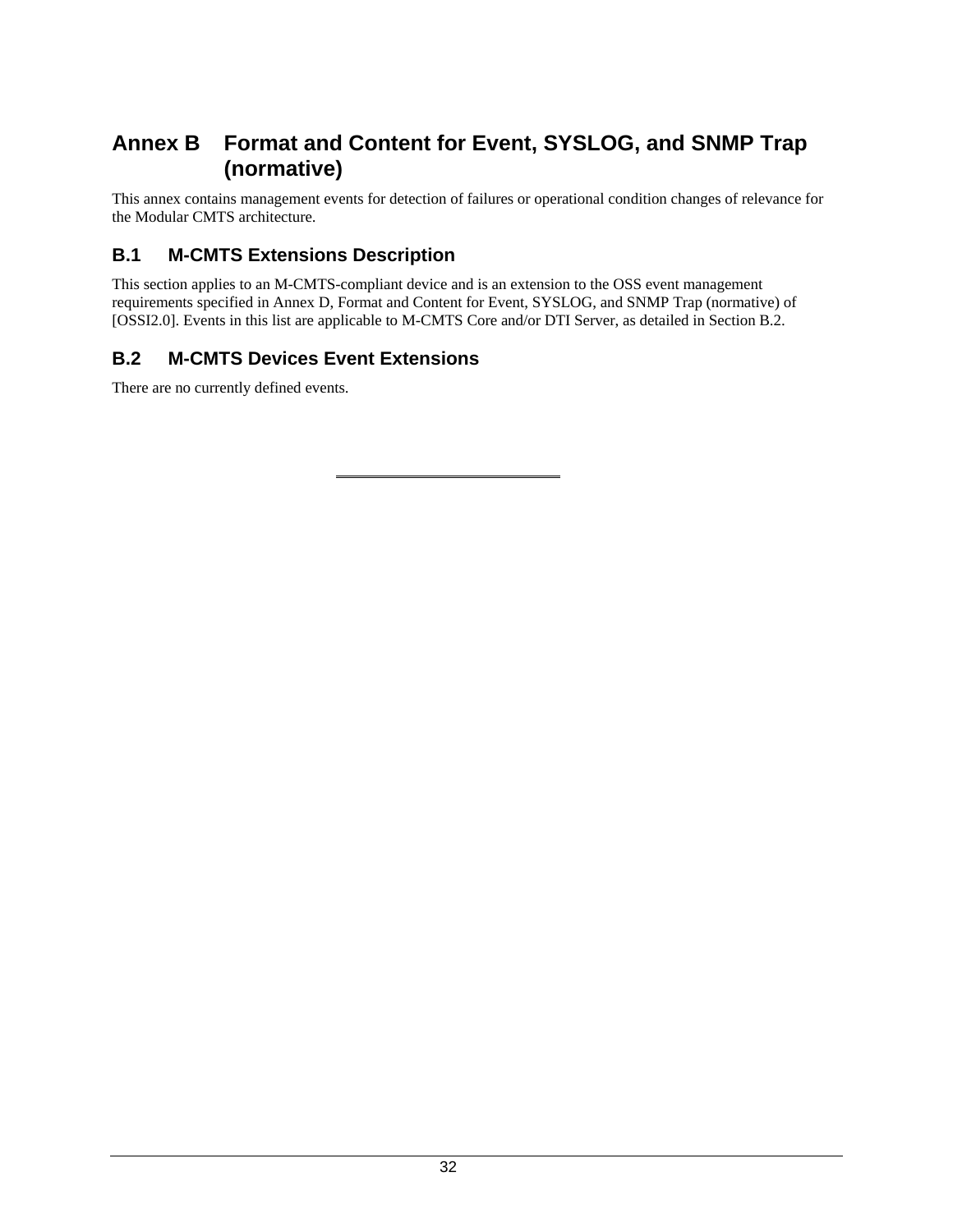# Annex B Format and Content for Event, SYSLOG, and SNMP Trap (normative)

This annex contains management events for detection of failures or operational condition changes of relevance for the Modular CMTS architecture.

## B.1 M-CMTS Extensions Description

This section applies to an M-CMTS-compliant device and is an extension to the OSS event management requirements specified in Annex D, Format and Content for Event, SYSLOG, and SNMP Trap (normative) of [OSSI2.0]. Events in this list are applicable to M-CMTS Core and/or DTI Server, as detailed in Section B.2.

## B.2 M-CMTS Devices Event Extensions

There are no currently defined events.